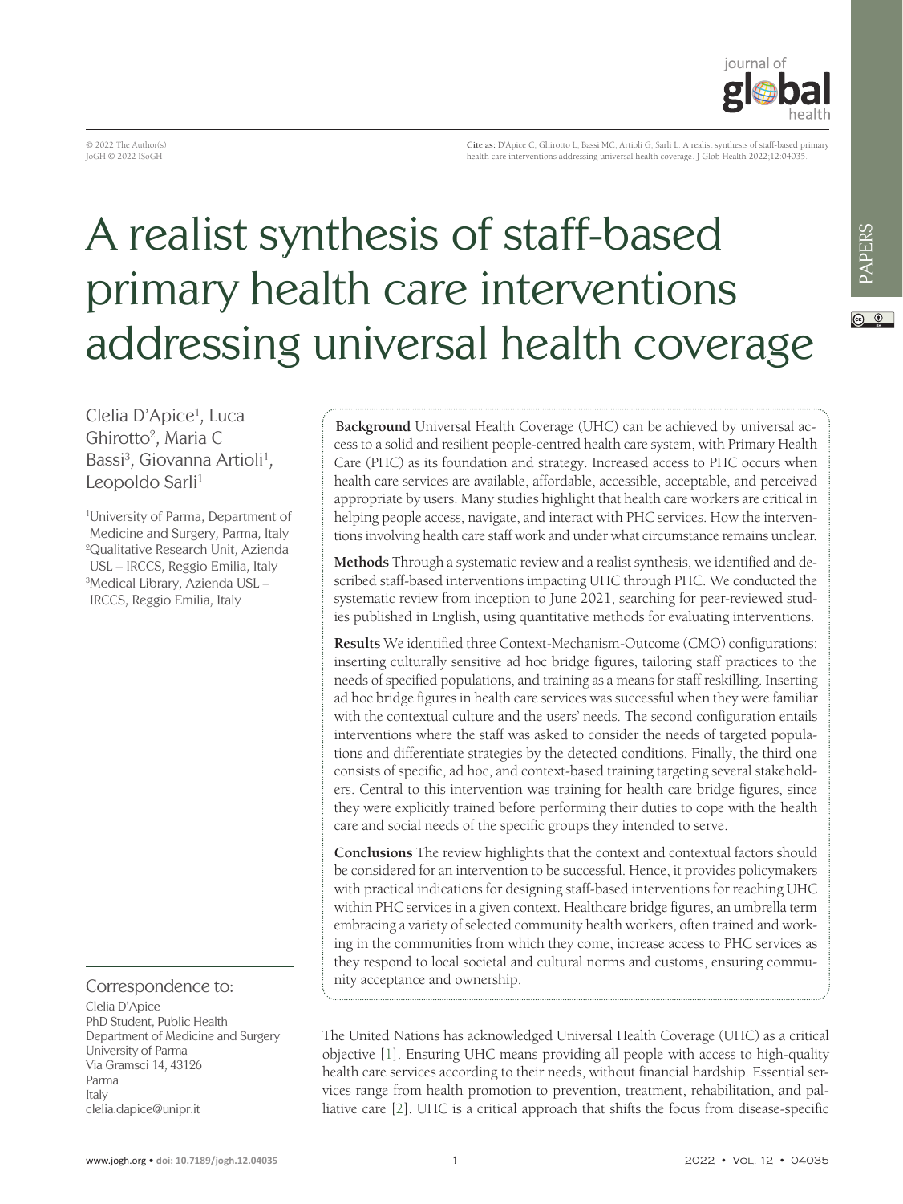© 2022 The Author(s)
JoGH © 2022 ISoGH

**Cite as:** D'Apice C, Ghirotto L, Bassi MC, Artioli G, Sarli L. A realist synthesis of staff-based primary health care interventions addressing universal health coverage. J Glob Health 2022;12:04035.

# A realist synthesis of staff-based primary health care interventions addressing universal health coverage

Clelia D'Apice[1], Luca Ghirotto[2], Maria C Bassi[3], Giovanna Artioli[1], Leopoldo Sarli[1]

[1]University of Parma, Department of Medicine and Surgery, Parma, Italy
[2]Qualitative Research Unit, Azienda USL – IRCCS, Reggio Emilia, Italy
[3]Medical Library, Azienda USL – IRCCS, Reggio Emilia, Italy

**Background** Universal Health Coverage (UHC) can be achieved by universal access to a solid and resilient people-centred health care system, with Primary Health Care (PHC) as its foundation and strategy. Increased access to PHC occurs when health care services are available, affordable, accessible, acceptable, and perceived appropriate by users. Many studies highlight that health care workers are critical in helping people access, navigate, and interact with PHC services. How the interventions involving health care staff work and under what circumstance remains unclear.

**Methods** Through a systematic review and a realist synthesis, we identified and described staff-based interventions impacting UHC through PHC. We conducted the systematic review from inception to June 2021, searching for peer-reviewed studies published in English, using quantitative methods for evaluating interventions.

**Results** We identified three Context-Mechanism-Outcome (CMO) configurations: inserting culturally sensitive ad hoc bridge figures, tailoring staff practices to the needs of specified populations, and training as a means for staff reskilling. Inserting ad hoc bridge figures in health care services was successful when they were familiar with the contextual culture and the users' needs. The second configuration entails interventions where the staff was asked to consider the needs of targeted populations and differentiate strategies by the detected conditions. Finally, the third one consists of specific, ad hoc, and context-based training targeting several stakeholders. Central to this intervention was training for health care bridge figures, since they were explicitly trained before performing their duties to cope with the health care and social needs of the specific groups they intended to serve.

**Conclusions** The review highlights that the context and contextual factors should be considered for an intervention to be successful. Hence, it provides policymakers with practical indications for designing staff-based interventions for reaching UHC within PHC services in a given context. Healthcare bridge figures, an umbrella term embracing a variety of selected community health workers, often trained and working in the communities from which they come, increase access to PHC services as they respond to local societal and cultural norms and customs, ensuring community acceptance and ownership.

Correspondence to:
Clelia D'Apice
PhD Student, Public Health
Department of Medicine and Surgery
University of Parma
Via Gramsci 14, 43126
Parma
Italy
clelia.dapice@unipr.it

The United Nations has acknowledged Universal Health Coverage (UHC) as a critical objective [1]. Ensuring UHC means providing all people with access to high-quality health care services according to their needs, without financial hardship. Essential services range from health promotion to prevention, treatment, rehabilitation, and palliative care [2]. UHC is a critical approach that shifts the focus from disease-specific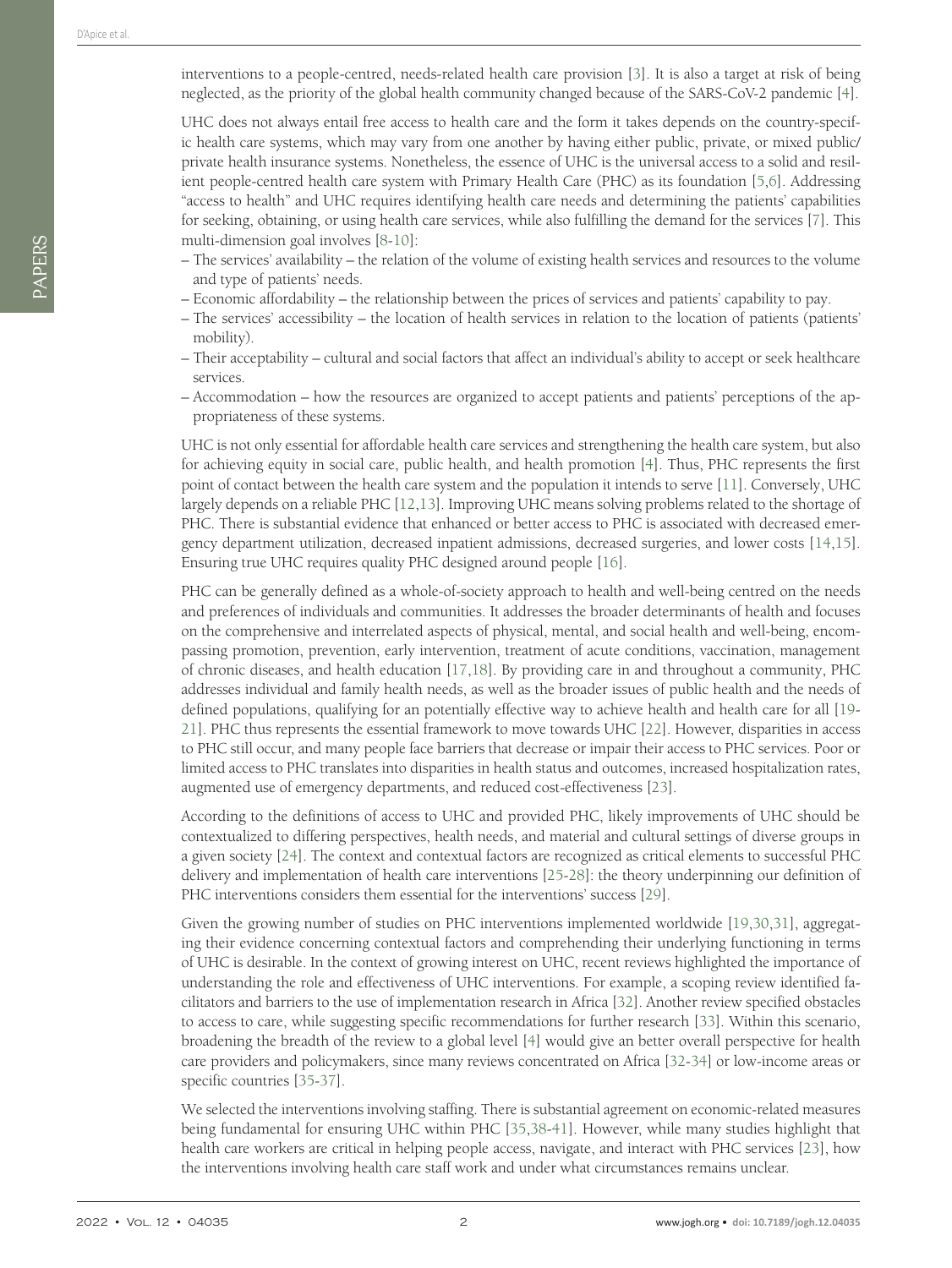interventions to a people-centred, needs-related health care provision [3]. It is also a target at risk of being neglected, as the priority of the global health community changed because of the SARS-CoV-2 pandemic [4].

UHC does not always entail free access to health care and the form it takes depends on the country-specific health care systems, which may vary from one another by having either public, private, or mixed public/private health insurance systems. Nonetheless, the essence of UHC is the universal access to a solid and resilient people-centred health care system with Primary Health Care (PHC) as its foundation [5,6]. Addressing "access to health" and UHC requires identifying health care needs and determining the patients' capabilities for seeking, obtaining, or using health care services, while also fulfilling the demand for the services [7]. This multi-dimension goal involves [8-10]:

– The services' availability – the relation of the volume of existing health services and resources to the volume and type of patients' needs.
– Economic affordability – the relationship between the prices of services and patients' capability to pay.
– The services' accessibility – the location of health services in relation to the location of patients (patients' mobility).
– Their acceptability – cultural and social factors that affect an individual's ability to accept or seek healthcare services.
– Accommodation – how the resources are organized to accept patients and patients' perceptions of the appropriateness of these systems.

UHC is not only essential for affordable health care services and strengthening the health care system, but also for achieving equity in social care, public health, and health promotion [4]. Thus, PHC represents the first point of contact between the health care system and the population it intends to serve [11]. Conversely, UHC largely depends on a reliable PHC [12,13]. Improving UHC means solving problems related to the shortage of PHC. There is substantial evidence that enhanced or better access to PHC is associated with decreased emergency department utilization, decreased inpatient admissions, decreased surgeries, and lower costs [14,15]. Ensuring true UHC requires quality PHC designed around people [16].

PHC can be generally defined as a whole-of-society approach to health and well-being centred on the needs and preferences of individuals and communities. It addresses the broader determinants of health and focuses on the comprehensive and interrelated aspects of physical, mental, and social health and well-being, encompassing promotion, prevention, early intervention, treatment of acute conditions, vaccination, management of chronic diseases, and health education [17,18]. By providing care in and throughout a community, PHC addresses individual and family health needs, as well as the broader issues of public health and the needs of defined populations, qualifying for an potentially effective way to achieve health and health care for all [19-21]. PHC thus represents the essential framework to move towards UHC [22]. However, disparities in access to PHC still occur, and many people face barriers that decrease or impair their access to PHC services. Poor or limited access to PHC translates into disparities in health status and outcomes, increased hospitalization rates, augmented use of emergency departments, and reduced cost-effectiveness [23].

According to the definitions of access to UHC and provided PHC, likely improvements of UHC should be contextualized to differing perspectives, health needs, and material and cultural settings of diverse groups in a given society [24]. The context and contextual factors are recognized as critical elements to successful PHC delivery and implementation of health care interventions [25-28]: the theory underpinning our definition of PHC interventions considers them essential for the interventions' success [29].

Given the growing number of studies on PHC interventions implemented worldwide [19,30,31], aggregating their evidence concerning contextual factors and comprehending their underlying functioning in terms of UHC is desirable. In the context of growing interest on UHC, recent reviews highlighted the importance of understanding the role and effectiveness of UHC interventions. For example, a scoping review identified facilitators and barriers to the use of implementation research in Africa [32]. Another review specified obstacles to access to care, while suggesting specific recommendations for further research [33]. Within this scenario, broadening the breadth of the review to a global level [4] would give an better overall perspective for health care providers and policymakers, since many reviews concentrated on Africa [32-34] or low-income areas or specific countries [35-37].

We selected the interventions involving staffing. There is substantial agreement on economic-related measures being fundamental for ensuring UHC within PHC [35,38-41]. However, while many studies highlight that health care workers are critical in helping people access, navigate, and interact with PHC services [23], how the interventions involving health care staff work and under what circumstances remains unclear.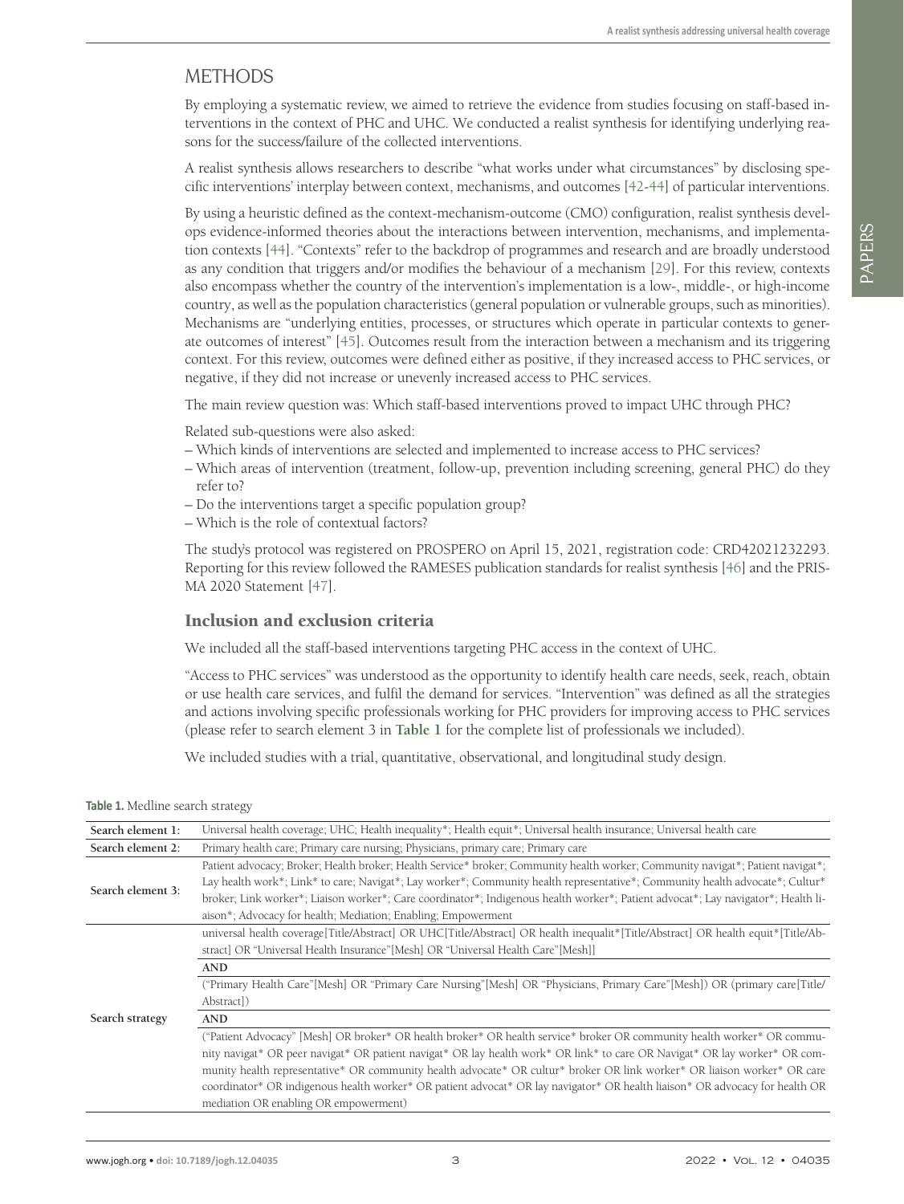## METHODS

By employing a systematic review, we aimed to retrieve the evidence from studies focusing on staff-based interventions in the context of PHC and UHC. We conducted a realist synthesis for identifying underlying reasons for the success/failure of the collected interventions.

A realist synthesis allows researchers to describe "what works under what circumstances" by disclosing specific interventions' interplay between context, mechanisms, and outcomes [42-44] of particular interventions.

By using a heuristic defined as the context-mechanism-outcome (CMO) configuration, realist synthesis develops evidence-informed theories about the interactions between intervention, mechanisms, and implementation contexts [44]. "Contexts" refer to the backdrop of programmes and research and are broadly understood as any condition that triggers and/or modifies the behaviour of a mechanism [29]. For this review, contexts also encompass whether the country of the intervention's implementation is a low-, middle-, or high-income country, as well as the population characteristics (general population or vulnerable groups, such as minorities). Mechanisms are "underlying entities, processes, or structures which operate in particular contexts to generate outcomes of interest" [45]. Outcomes result from the interaction between a mechanism and its triggering context. For this review, outcomes were defined either as positive, if they increased access to PHC services, or negative, if they did not increase or unevenly increased access to PHC services.

The main review question was: Which staff-based interventions proved to impact UHC through PHC?

Related sub-questions were also asked:

– Which kinds of interventions are selected and implemented to increase access to PHC services?
– Which areas of intervention (treatment, follow-up, prevention including screening, general PHC) do they refer to?
– Do the interventions target a specific population group?
– Which is the role of contextual factors?

The study's protocol was registered on PROSPERO on April 15, 2021, registration code: CRD42021232293. Reporting for this review followed the RAMESES publication standards for realist synthesis [46] and the PRISMA 2020 Statement [47].

### Inclusion and exclusion criteria

We included all the staff-based interventions targeting PHC access in the context of UHC.

"Access to PHC services" was understood as the opportunity to identify health care needs, seek, reach, obtain or use health care services, and fulfil the demand for services. "Intervention" was defined as all the strategies and actions involving specific professionals working for PHC providers for improving access to PHC services (please refer to search element 3 in **Table 1** for the complete list of professionals we included).

We included studies with a trial, quantitative, observational, and longitudinal study design.

**Table 1.** Medline search strategy

| | |
|---|---|
| **Search element 1:** | Universal health coverage; UHC; Health inequality*; Health equit*; Universal health insurance; Universal health care |
| **Search element 2:** | Primary health care; Primary care nursing; Physicians, primary care; Primary care |
| **Search element 3:** | Patient advocacy; Broker; Health broker; Health Service* broker; Community health worker; Community navigat*; Patient navigat*; Lay health work*; Link* to care; Navigat*; Lay worker*; Community health representative*; Community health advocate*; Cultur* broker; Link worker*; Liaison worker*; Care coordinator*; Indigenous health worker*; Patient advocat*; Lay navigator*; Health liaison*; Advocacy for health; Mediation; Enabling; Empowerment |
| **Search strategy** | universal health coverage[Title/Abstract] OR UHC[Title/Abstract] OR health inequalit*[Title/Abstract] OR health equit*[Title/Abstract] OR "Universal Health Insurance"[Mesh] OR "Universal Health Care"[Mesh]] |
| | **AND** |
| | ("Primary Health Care"[Mesh] OR "Primary Care Nursing"[Mesh] OR "Physicians, Primary Care"[Mesh]) OR (primary care[Title/Abstract]) |
| | **AND** |
| | ("Patient Advocacy" [Mesh] OR broker* OR health broker* OR health service* broker OR community health worker* OR community navigat* OR peer navigat* OR patient navigat* OR lay health work* OR link* to care OR Navigat* OR lay worker* OR community health representative* OR community health advocate* OR cultur* broker OR link worker* OR liaison worker* OR care coordinator* OR indigenous health worker* OR patient advocat* OR lay navigator* OR health liaison* OR advocacy for health OR mediation OR enabling OR empowerment) |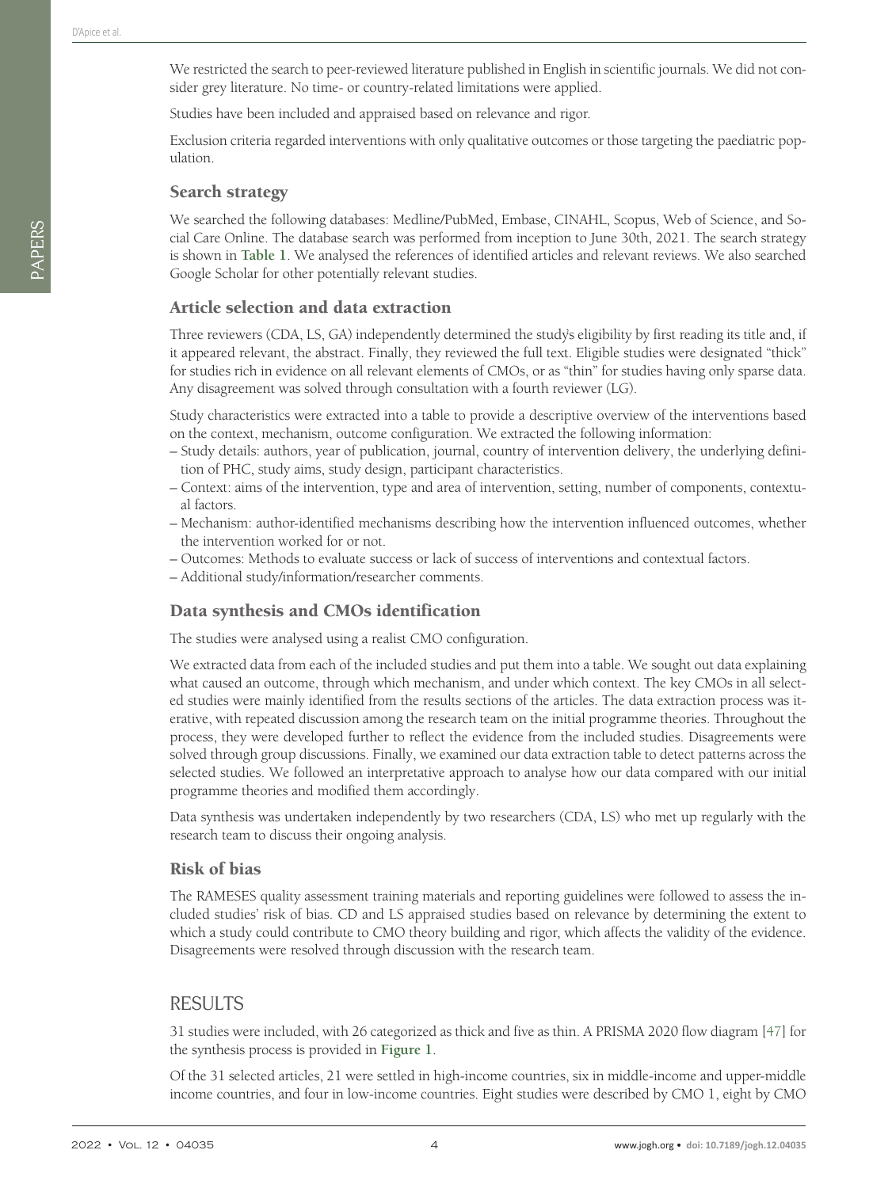We restricted the search to peer-reviewed literature published in English in scientific journals. We did not consider grey literature. No time- or country-related limitations were applied.

Studies have been included and appraised based on relevance and rigor.

Exclusion criteria regarded interventions with only qualitative outcomes or those targeting the paediatric population.

## Search strategy

We searched the following databases: Medline/PubMed, Embase, CINAHL, Scopus, Web of Science, and Social Care Online. The database search was performed from inception to June 30th, 2021. The search strategy is shown in **Table 1**. We analysed the references of identified articles and relevant reviews. We also searched Google Scholar for other potentially relevant studies.

## Article selection and data extraction

Three reviewers (CDA, LS, GA) independently determined the study's eligibility by first reading its title and, if it appeared relevant, the abstract. Finally, they reviewed the full text. Eligible studies were designated "thick" for studies rich in evidence on all relevant elements of CMOs, or as "thin" for studies having only sparse data. Any disagreement was solved through consultation with a fourth reviewer (LG).

Study characteristics were extracted into a table to provide a descriptive overview of the interventions based on the context, mechanism, outcome configuration. We extracted the following information:

– Study details: authors, year of publication, journal, country of intervention delivery, the underlying definition of PHC, study aims, study design, participant characteristics.
– Context: aims of the intervention, type and area of intervention, setting, number of components, contextual factors.
– Mechanism: author-identified mechanisms describing how the intervention influenced outcomes, whether the intervention worked for or not.
– Outcomes: Methods to evaluate success or lack of success of interventions and contextual factors.
– Additional study/information/researcher comments.

## Data synthesis and CMOs identification

The studies were analysed using a realist CMO configuration.

We extracted data from each of the included studies and put them into a table. We sought out data explaining what caused an outcome, through which mechanism, and under which context. The key CMOs in all selected studies were mainly identified from the results sections of the articles. The data extraction process was iterative, with repeated discussion among the research team on the initial programme theories. Throughout the process, they were developed further to reflect the evidence from the included studies. Disagreements were solved through group discussions. Finally, we examined our data extraction table to detect patterns across the selected studies. We followed an interpretative approach to analyse how our data compared with our initial programme theories and modified them accordingly.

Data synthesis was undertaken independently by two researchers (CDA, LS) who met up regularly with the research team to discuss their ongoing analysis.

## Risk of bias

The RAMESES quality assessment training materials and reporting guidelines were followed to assess the included studies' risk of bias. CD and LS appraised studies based on relevance by determining the extent to which a study could contribute to CMO theory building and rigor, which affects the validity of the evidence. Disagreements were resolved through discussion with the research team.

# RESULTS

31 studies were included, with 26 categorized as thick and five as thin. A PRISMA 2020 flow diagram [47] for the synthesis process is provided in **Figure 1**.

Of the 31 selected articles, 21 were settled in high-income countries, six in middle-income and upper-middle income countries, and four in low-income countries. Eight studies were described by CMO 1, eight by CMO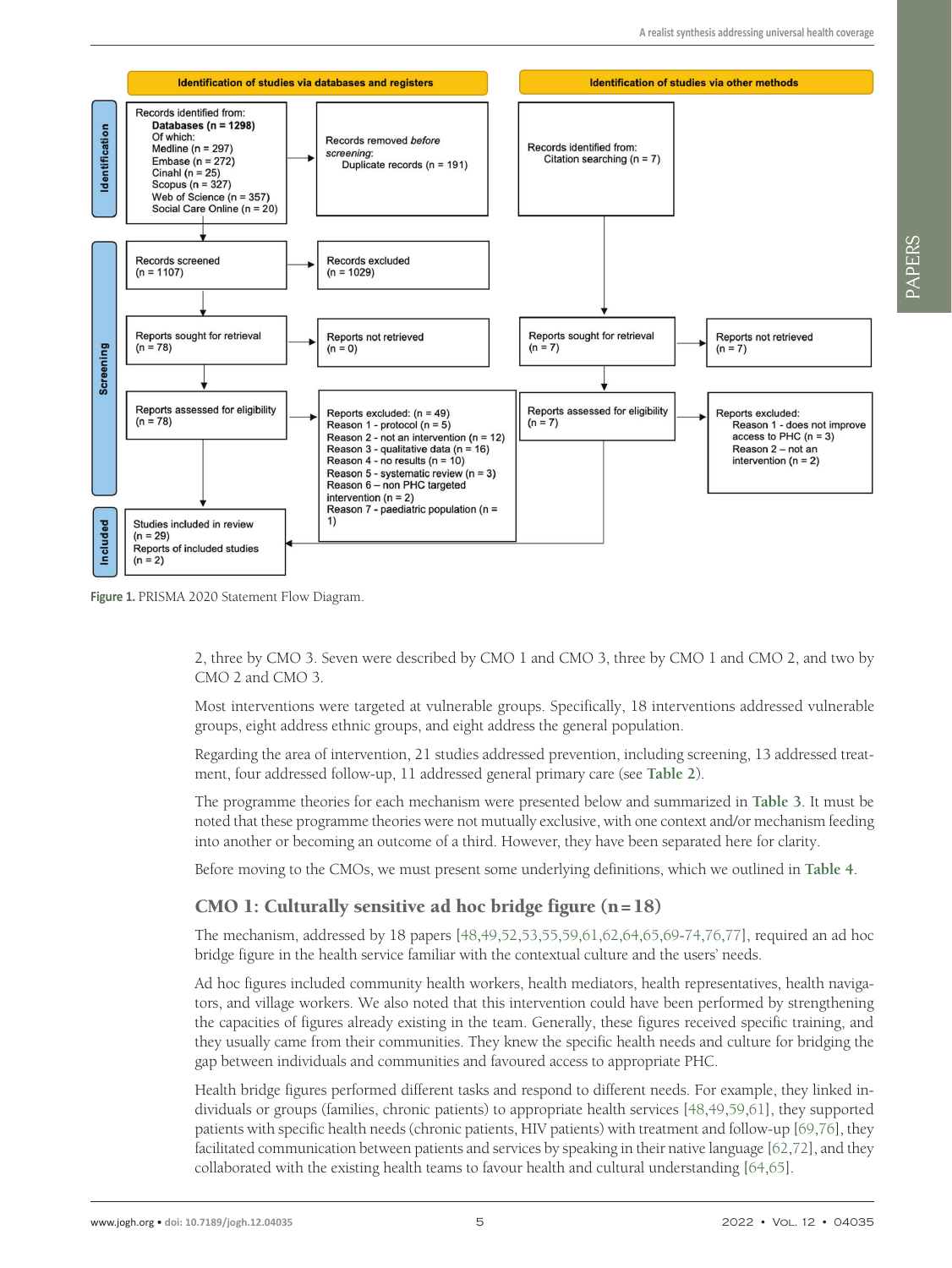**Identification of studies via databases and registers**

**Identification**

Records identified from:
**Databases (n = 1298)**
Of which:
Medline (n = 297)
Embase (n = 272)
Cinahl (n = 25)
Scopus (n = 327)
Web of Science (n = 357)
Social Care Online (n = 20)

Records removed *before screening*:
Duplicate records (n = 191)

**Screening**

Records screened
(n = 1107)

Records excluded
(n = 1029)

Reports sought for retrieval
(n = 78)

Reports not retrieved
(n = 0)

Reports assessed for eligibility
(n = 78)

Reports excluded: (n = 49)
Reason 1 - protocol (n = 5)
Reason 2 - not an intervention (n = 12)
Reason 3 - qualitative data (n = 16)
Reason 4 - no results (n = 10)
Reason 5 - systematic review (n = 3)
Reason 6 – non PHC targeted intervention (n = 2)
Reason 7 - paediatric population (n = 1)

**Included**

Studies included in review
(n = 29)
Reports of included studies
(n = 2)

**Identification of studies via other methods**

Records identified from:
Citation searching (n = 7)

Reports sought for retrieval
(n = 7)

Reports not retrieved
(n = 7)

Reports assessed for eligibility
(n = 7)

Reports excluded:
Reason 1 - does not improve access to PHC (n = 3)
Reason 2 – not an intervention (n = 2)

**Figure 1.** PRISMA 2020 Statement Flow Diagram.

2, three by CMO 3. Seven were described by CMO 1 and CMO 3, three by CMO 1 and CMO 2, and two by CMO 2 and CMO 3.

Most interventions were targeted at vulnerable groups. Specifically, 18 interventions addressed vulnerable groups, eight address ethnic groups, and eight address the general population.

Regarding the area of intervention, 21 studies addressed prevention, including screening, 13 addressed treatment, four addressed follow-up, 11 addressed general primary care (see **Table 2**).

The programme theories for each mechanism were presented below and summarized in **Table 3**. It must be noted that these programme theories were not mutually exclusive, with one context and/or mechanism feeding into another or becoming an outcome of a third. However, they have been separated here for clarity.

Before moving to the CMOs, we must present some underlying definitions, which we outlined in **Table 4**.

## CMO 1: Culturally sensitive ad hoc bridge figure (n = 18)

The mechanism, addressed by 18 papers [48,49,52,53,55,59,61,62,64,65,69-74,76,77], required an ad hoc bridge figure in the health service familiar with the contextual culture and the users' needs.

Ad hoc figures included community health workers, health mediators, health representatives, health navigators, and village workers. We also noted that this intervention could have been performed by strengthening the capacities of figures already existing in the team. Generally, these figures received specific training, and they usually came from their communities. They knew the specific health needs and culture for bridging the gap between individuals and communities and favoured access to appropriate PHC.

Health bridge figures performed different tasks and respond to different needs. For example, they linked individuals or groups (families, chronic patients) to appropriate health services [48,49,59,61], they supported patients with specific health needs (chronic patients, HIV patients) with treatment and follow-up [69,76], they facilitated communication between patients and services by speaking in their native language [62,72], and they collaborated with the existing health teams to favour health and cultural understanding [64,65].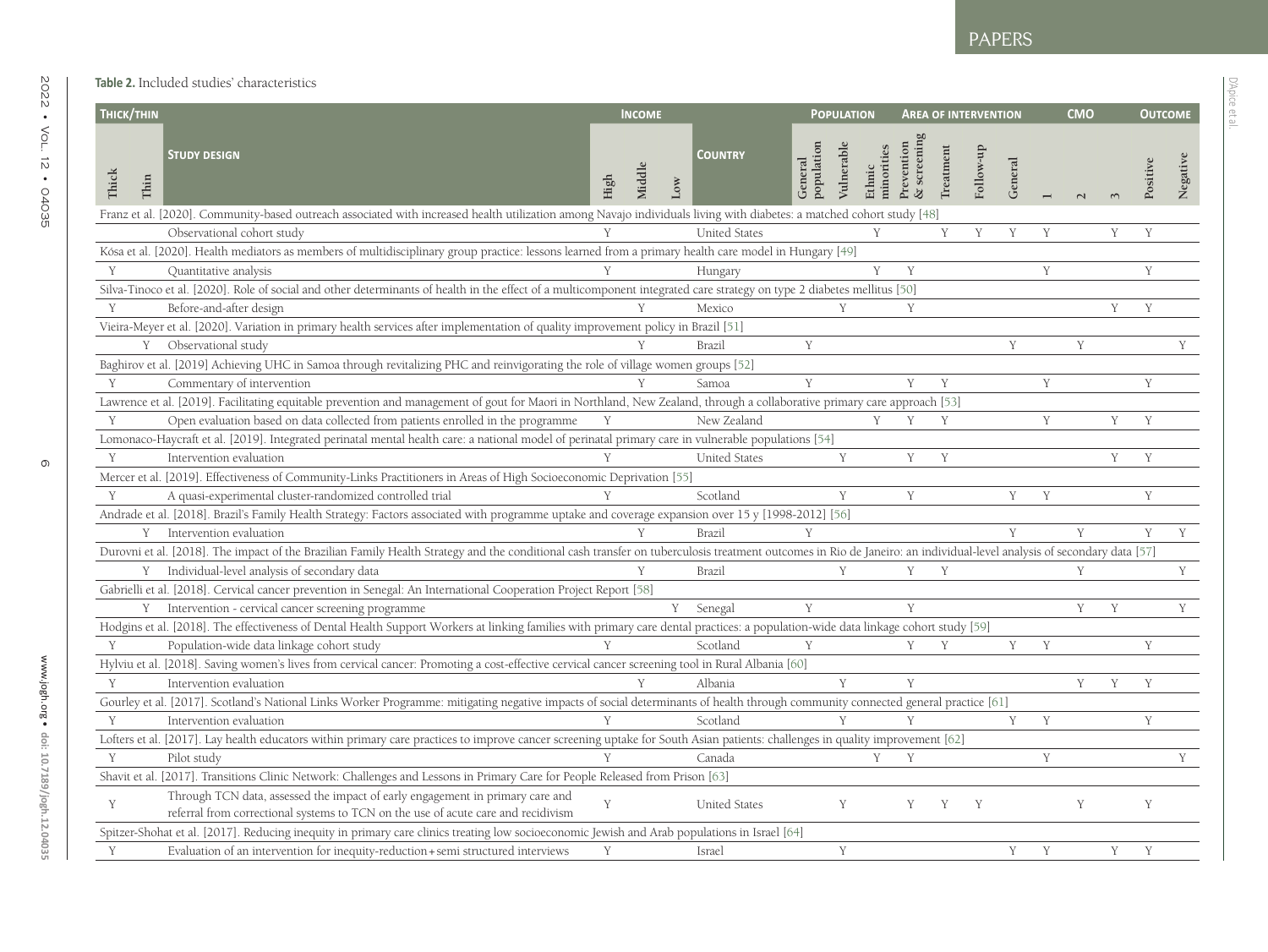**Table 2.** Included studies' characteristics

| Thick/thin | | Study design | Income | | | Country | Population | | | Area of intervention | | | | CMO | | | Outcome | |
|---|---|---|---|---|---|---|---|---|---|---|---|---|---|---|---|---|---|---|
| Thick | Thin | | High | Middle | Low | | General population | Vulnerable | Ethnic minorities | Prevention & screening | Treatment | Follow-up | General | 1 | 2 | 3 | Positive | Negative |
| Franz et al. [2020]. Community-based outreach associated with increased health utilization among Navajo individuals living with diabetes: a matched cohort study [48] | | | | | | | | | | | | | | | | | | |
| | | Observational cohort study | Y | | | United States | | | Y | | Y | Y | Y | Y | | Y | Y | |
| Kósa et al. [2020]. Health mediators as members of multidisciplinary group practice: lessons learned from a primary health care model in Hungary [49] | | | | | | | | | | | | | | | | | | |
| Y | | Quantitative analysis | Y | | | Hungary | | | Y | Y | | | | Y | | | Y | |
| Silva-Tinoco et al. [2020]. Role of social and other determinants of health in the effect of a multicomponent integrated care strategy on type 2 diabetes mellitus [50] | | | | | | | | | | | | | | | | | | |
| Y | | Before-and-after design | | Y | | Mexico | | Y | | Y | | | | | | Y | Y | |
| Vieira-Meyer et al. [2020]. Variation in primary health services after implementation of quality improvement policy in Brazil [51] | | | | | | | | | | | | | | | | | | |
| | Y | Observational study | | Y | | Brazil | Y | | | | | | Y | | Y | | | Y |
| Baghirov et al. [2019] Achieving UHC in Samoa through revitalizing PHC and reinvigorating the role of village women groups [52] | | | | | | | | | | | | | | | | | | |
| Y | | Commentary of intervention | | Y | | Samoa | Y | | | Y | Y | | | Y | | | Y | |
| Lawrence et al. [2019]. Facilitating equitable prevention and management of gout for Maori in Northland, New Zealand, through a collaborative primary care approach [53] | | | | | | | | | | | | | | | | | | |
| Y | | Open evaluation based on data collected from patients enrolled in the programme | Y | | | New Zealand | | | Y | Y | Y | | | Y | | Y | Y | |
| Lomonaco-Haycraft et al. [2019]. Integrated perinatal mental health care: a national model of perinatal primary care in vulnerable populations [54] | | | | | | | | | | | | | | | | | | |
| Y | | Intervention evaluation | Y | | | United States | | Y | | Y | Y | | | | | Y | Y | |
| Mercer et al. [2019]. Effectiveness of Community-Links Practitioners in Areas of High Socioeconomic Deprivation [55] | | | | | | | | | | | | | | | | | | |
| Y | | A quasi-experimental cluster-randomized controlled trial | Y | | | Scotland | | Y | | Y | | | Y | Y | | | Y | |
| Andrade et al. [2018]. Brazil's Family Health Strategy: Factors associated with programme uptake and coverage expansion over 15 y [1998-2012] [56] | | | | | | | | | | | | | | | | | | |
| | Y | Intervention evaluation | | Y | | Brazil | Y | | | | | | Y | | Y | | Y | Y |
| Durovni et al. [2018]. The impact of the Brazilian Family Health Strategy and the conditional cash transfer on tuberculosis treatment outcomes in Rio de Janeiro: an individual-level analysis of secondary data [57] | | | | | | | | | | | | | | | | | | |
| | Y | Individual-level analysis of secondary data | | Y | | Brazil | | Y | | Y | Y | | | | Y | | | Y |
| Gabrielli et al. [2018]. Cervical cancer prevention in Senegal: An International Cooperation Project Report [58] | | | | | | | | | | | | | | | | | | |
| | Y | Intervention - cervical cancer screening programme | | | Y | Senegal | Y | | | Y | | | | | Y | Y | | Y |
| Hodgins et al. [2018]. The effectiveness of Dental Health Support Workers at linking families with primary care dental practices: a population-wide data linkage cohort study [59] | | | | | | | | | | | | | | | | | | |
| Y | | Population-wide data linkage cohort study | Y | | | Scotland | Y | | | Y | Y | | Y | Y | | | Y | |
| Hylviu et al. [2018]. Saving women's lives from cervical cancer: Promoting a cost-effective cervical cancer screening tool in Rural Albania [60] | | | | | | | | | | | | | | | | | | |
| Y | | Intervention evaluation | | Y | | Albania | | Y | | Y | | | | | Y | Y | Y | |
| Gourley et al. [2017]. Scotland's National Links Worker Programme: mitigating negative impacts of social determinants of health through community connected general practice [61] | | | | | | | | | | | | | | | | | | |
| Y | | Intervention evaluation | Y | | | Scotland | | Y | | Y | | | Y | Y | | | Y | |
| Lofters et al. [2017]. Lay health educators within primary care practices to improve cancer screening uptake for South Asian patients: challenges in quality improvement [62] | | | | | | | | | | | | | | | | | | |
| Y | | Pilot study | Y | | | Canada | | | Y | Y | | | | Y | | | | Y |
| Shavit et al. [2017]. Transitions Clinic Network: Challenges and Lessons in Primary Care for People Released from Prison [63] | | | | | | | | | | | | | | | | | | |
| Y | | Through TCN data, assessed the impact of early engagement in primary care and referral from correctional systems to TCN on the use of acute care and recidivism | Y | | | United States | | Y | | Y | Y | Y | | | Y | | Y | |
| Spitzer-Shohat et al. [2017]. Reducing inequity in primary care clinics treating low socioeconomic Jewish and Arab populations in Israel [64] | | | | | | | | | | | | | | | | | | |
| Y | | Evaluation of an intervention for inequity-reduction+semi structured interviews | Y | | | Israel | | Y | | | | | Y | Y | | Y | Y | |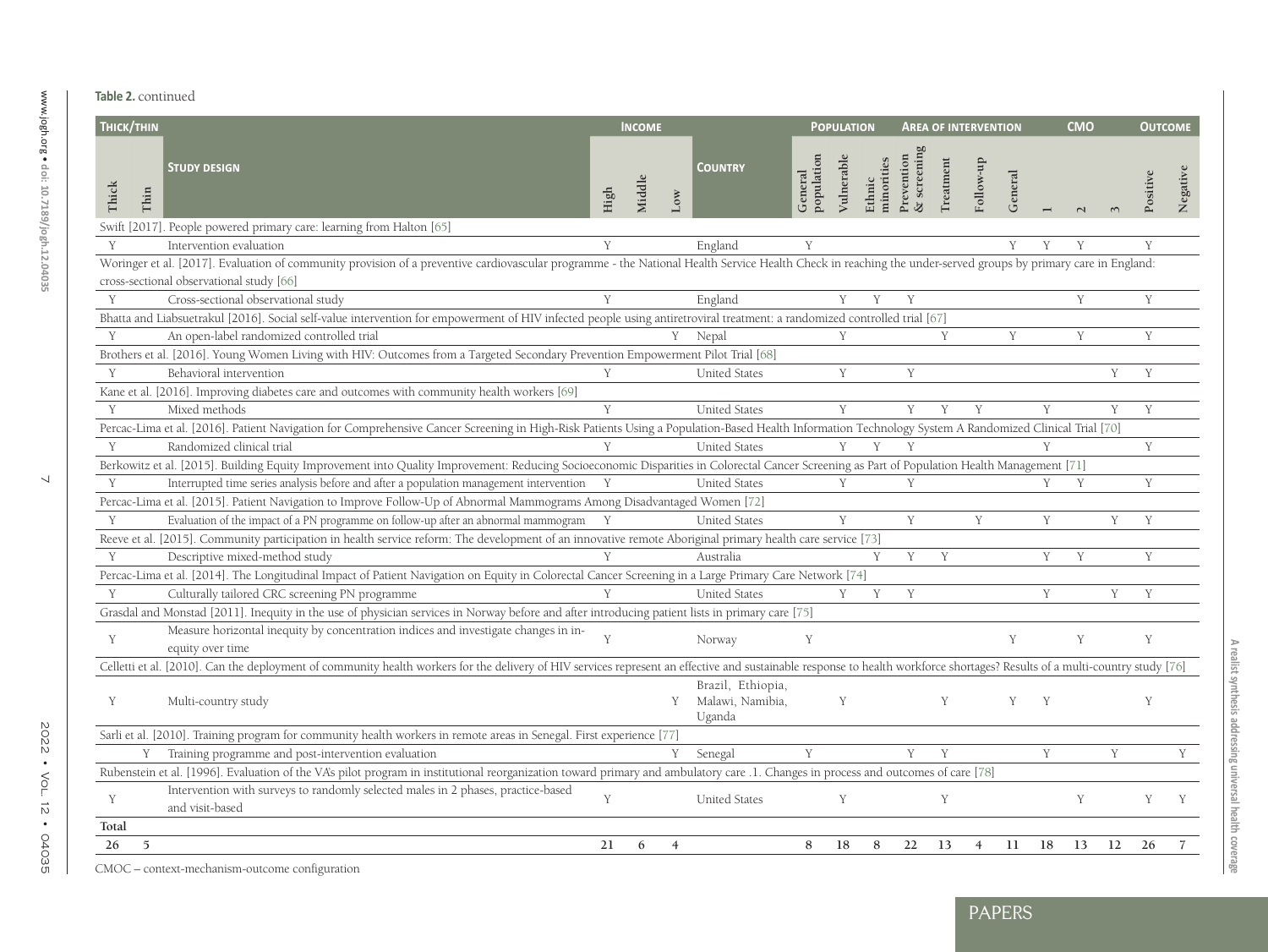**Table 2.** continued

| Thick/thin | | | Income | | | | Population | | | Area of intervention | | | | CMO | | | Outcome | |
|---|---|---|---|---|---|---|---|---|---|---|---|---|---|---|---|---|---|---|
| Thick | Thin | Study design | High | Middle | Low | Country | General population | Vulnerable | Ethnic minorities | Prevention & screening | Treatment | Follow-up | General | 1 | 2 | 3 | Positive | Negative |
| Swift [2017]. People powered primary care: learning from Halton [65] | | | | | | | | | | | | | | | | | | |
| Y | | Intervention evaluation | Y | | | England | Y | | | | | | Y | Y | Y | | Y | |
| Woringer et al. [2017]. Evaluation of community provision of a preventive cardiovascular programme - the National Health Service Health Check in reaching the under-served groups by primary care in England: cross-sectional observational study [66] | | | | | | | | | | | | | | | | | | |
| Y | | Cross-sectional observational study | Y | | | England | | Y | Y | Y | | | | | Y | | Y | |
| Bhatta and Liabsuetrakul [2016]. Social self-value intervention for empowerment of HIV infected people using antiretroviral treatment: a randomized controlled trial [67] | | | | | | | | | | | | | | | | | | |
| Y | | An open-label randomized controlled trial | | | Y | Nepal | | Y | | | Y | | Y | | Y | | Y | |
| Brothers et al. [2016]. Young Women Living with HIV: Outcomes from a Targeted Secondary Prevention Empowerment Pilot Trial [68] | | | | | | | | | | | | | | | | | | |
| Y | | Behavioral intervention | Y | | | United States | | Y | | Y | | | | | | Y | Y | |
| Kane et al. [2016]. Improving diabetes care and outcomes with community health workers [69] | | | | | | | | | | | | | | | | | | |
| Y | | Mixed methods | Y | | | United States | | Y | | Y | Y | Y | | Y | | Y | Y | |
| Percac-Lima et al. [2016]. Patient Navigation for Comprehensive Cancer Screening in High-Risk Patients Using a Population-Based Health Information Technology System A Randomized Clinical Trial [70] | | | | | | | | | | | | | | | | | | |
| Y | | Randomized clinical trial | Y | | | United States | | Y | Y | Y | | | | Y | | | Y | |
| Berkowitz et al. [2015]. Building Equity Improvement into Quality Improvement: Reducing Socioeconomic Disparities in Colorectal Cancer Screening as Part of Population Health Management [71] | | | | | | | | | | | | | | | | | | |
| Y | | Interrupted time series analysis before and after a population management intervention | Y | | | United States | | Y | | Y | | | | Y | Y | | Y | |
| Percac-Lima et al. [2015]. Patient Navigation to Improve Follow-Up of Abnormal Mammograms Among Disadvantaged Women [72] | | | | | | | | | | | | | | | | | | |
| Y | | Evaluation of the impact of a PN programme on follow-up after an abnormal mammogram | Y | | | United States | | Y | | Y | | Y | | Y | | Y | Y | |
| Reeve et al. [2015]. Community participation in health service reform: The development of an innovative remote Aboriginal primary health care service [73] | | | | | | | | | | | | | | | | | | |
| Y | | Descriptive mixed-method study | Y | | | Australia | | | Y | Y | Y | | | Y | Y | | Y | |
| Percac-Lima et al. [2014]. The Longitudinal Impact of Patient Navigation on Equity in Colorectal Cancer Screening in a Large Primary Care Network [74] | | | | | | | | | | | | | | | | | | |
| Y | | Culturally tailored CRC screening PN programme | Y | | | United States | | Y | Y | Y | | | | Y | | Y | Y | |
| Grasdal and Monstad [2011]. Inequity in the use of physician services in Norway before and after introducing patient lists in primary care [75] | | | | | | | | | | | | | | | | | | |
| Y | | Measure horizontal inequity by concentration indices and investigate changes in inequity over time | Y | | | Norway | Y | | | | | | Y | | Y | | Y | |
| Celletti et al. [2010]. Can the deployment of community health workers for the delivery of HIV services represent an effective and sustainable response to health workforce shortages? Results of a multi-country study [76] | | | | | | | | | | | | | | | | | | |
| Y | | Multi-country study | | | Y | Brazil, Ethiopia, Malawi, Namibia, Uganda | | Y | | | Y | | Y | Y | | | Y | |
| Sarli et al. [2010]. Training program for community health workers in remote areas in Senegal. First experience [77] | | | | | | | | | | | | | | | | | | |
| | Y | Training programme and post-intervention evaluation | | | Y | Senegal | Y | | | Y | Y | | | Y | | Y | | Y |
| Rubenstein et al. [1996]. Evaluation of the VA's pilot program in institutional reorganization toward primary and ambulatory care .1. Changes in process and outcomes of care [78] | | | | | | | | | | | | | | | | | | |
| Y | | Intervention with surveys to randomly selected males in 2 phases, practice-based and visit-based | Y | | | United States | | Y | | | Y | | | | Y | | Y | Y |
| **Total** | | | | | | | | | | | | | | | | | | |
| **26** | **5** | | **21** | **6** | **4** | | **8** | **18** | **8** | **22** | **13** | **4** | **11** | **18** | **13** | **12** | **26** | **7** |

CMOC – context-mechanism-outcome configuration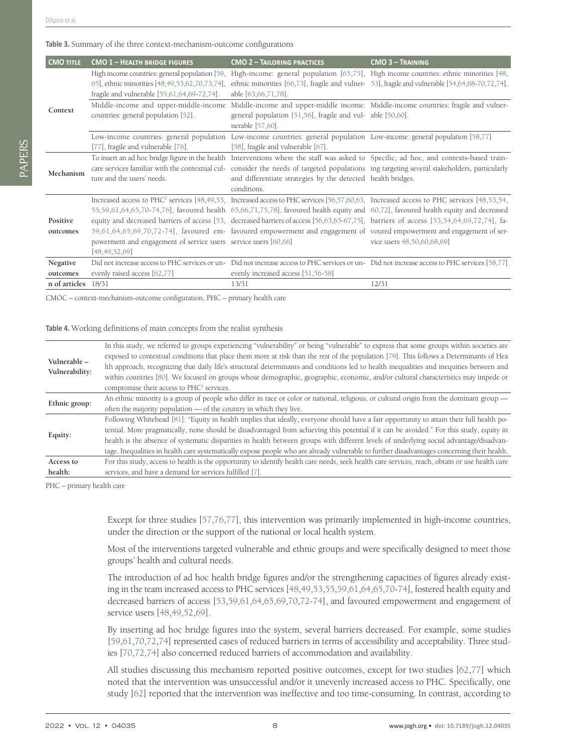**Table 3.** Summary of the three context-mechanism-outcome configurations

| CMO title | CMO 1 – Health bridge figures | CMO 2 – Tailoring practices | CMO 3 – Training |
|---|---|---|---|
| Context | High income countries: general population [59, 65], ethnic minorities [48,49,53,62,70,73,74], fragile and vulnerable [55,61,64,69-72,74]. | High-income countries: general population [65,75], ethnic minorities [66,73], fragile and vulnerable [63,66,71,78]. | High income countries: ethnic minorities [48, 53], fragile and vulnerable [54,64,68-70,72,74]. |
| | Middle-income and upper-middle-income countries: general population [52]. | Middle-income and upper-middle income: general population [51,56], fragile and vulnerable [57,60]. | Middle-income countries: fragile and vulnerable [50,60]. |
| | Low-income countries: general population [77], fragile and vulnerable [76]. | Low-income countries: general population [58], fragile and vulnerable [67]. | Low-income: general population [58,77] |
| Mechanism | To insert an ad hoc bridge figure in the health care services familiar with the contextual culture and the users' needs. | Interventions where the staff was asked to consider the needs of targeted populations and differentiate strategies by the detected conditions. | Specific, ad hoc, and contexts-based training targeting several stakeholders, particularly health bridges. |
| Positive outcomes | Increased access to PHC[2] services [48,49,53,55,59,61,64,65,70-74,76], favoured health equity and decreased barriers of access [53,59,61,64,65,69,70,72-74], favoured empowerment and engagement of service users [48,49,52,69] | Increased access to PHC services [56,57,60,63,65,66,71,75,78], favoured health equity and decreased barriers of access [56,63,65-67,75], favoured empowerment and engagement of service users [60,66] | Increased access to PHC services [48,53,54,60,72], favoured health equity and decreased barriers of access [53,54,64,69,72,74], favoured empowerment and engagement of service users 48,50,60,68,69] |
| Negative outcomes | Did not increase access to PHC services or unevenly raised access [62,77] | Did not increase access to PHC services or unevenly increased access [51,56-58] | Did not increase access to PHC services [58,77] |
| n of articles | 18/31 | 13/31 | 12/31 |

CMOC – context-mechanism-outcome configuration, PHC – primary health care

**Table 4.** Working definitions of main concepts from the realist synthesis

| | |
|---|---|
| Vulnerable – Vulnerability: | In this study, we referred to groups experiencing "vulnerability" or being "vulnerable" to express that some groups within societies are exposed to contextual conditions that place them more at risk than the rest of the population [79]. This follows a Determinants of Hea lth approach, recognizing that daily life's structural determinants and conditions led to health inequalities and inequities between and within countries [80]. We focused on groups whose demographic, geographic, economic, and/or cultural characteristics may impede or compromise their access to PHC[1] services. |
| Ethnic group: | An ethnic minority is a group of people who differ in race or color or national, religious, or cultural origin from the dominant group — often the majority population — of the country in which they live. |
| Equity: | Following Whitehead [81]: "Equity in health implies that ideally, everyone should have a fair opportunity to attain their full health potential. More pragmatically, none should be disadvantaged from achieving this potential if it can be avoided." For this study, equity in health is the absence of systematic disparities in health between groups with different levels of underlying social advantage/disadvantage. Inequalities in health care systematically expose people who are already vulnerable to further disadvantages concerning their health. |
| Access to health: | For this study, access to health is the opportunity to identify health care needs, seek health care services, reach, obtain or use health care services, and have a demand for services fulfilled [7]. |

PHC – primary health care

Except for three studies [57,76,77], this intervention was primarily implemented in high-income countries, under the direction or the support of the national or local health system.

Most of the interventions targeted vulnerable and ethnic groups and were specifically designed to meet those groups' health and cultural needs.

The introduction of ad hoc health bridge figures and/or the strengthening capacities of figures already existing in the team increased access to PHC services [48,49,53,55,59,61,64,65,70-74], fostered health equity and decreased barriers of access [53,59,61,64,65,69,70,72-74], and favoured empowerment and engagement of service users [48,49,52,69].

By inserting ad hoc bridge figures into the system, several barriers decreased. For example, some studies [59,61,70,72,74] represented cases of reduced barriers in terms of accessibility and acceptability. Three studies [70,72,74] also concerned reduced barriers of accommodation and availability.

All studies discussing this mechanism reported positive outcomes, except for two studies [62,77] which noted that the intervention was unsuccessful and/or it unevenly increased access to PHC. Specifically, one study [62] reported that the intervention was ineffective and too time-consuming. In contrast, according to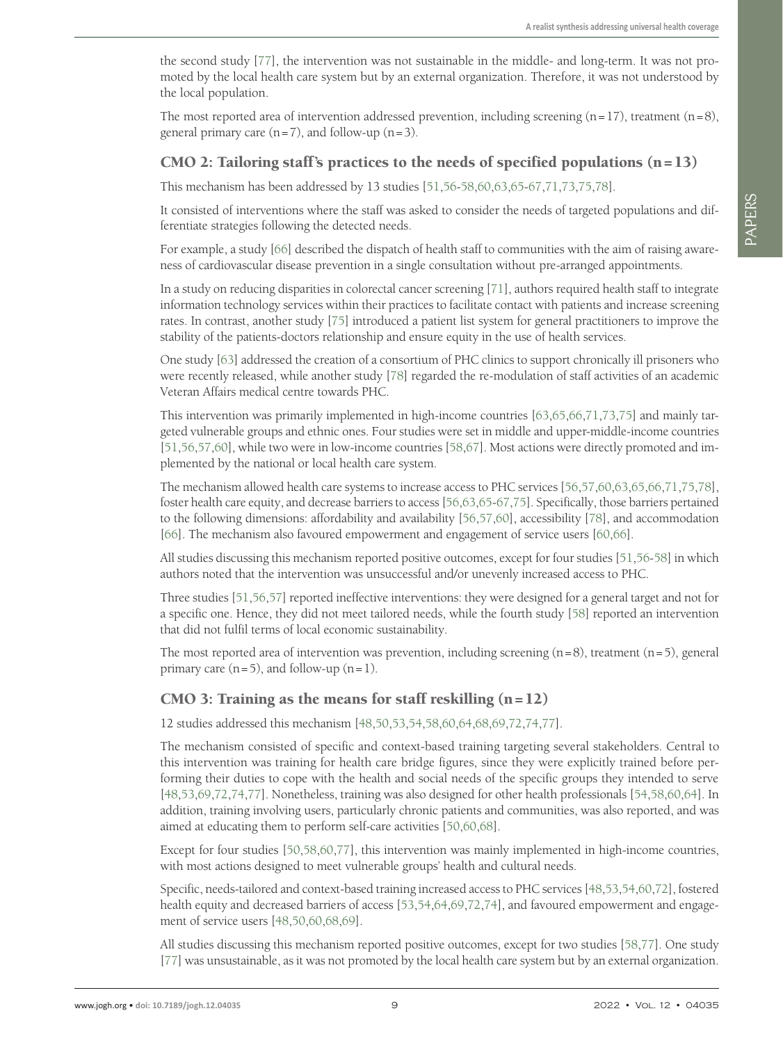the second study [77], the intervention was not sustainable in the middle- and long-term. It was not promoted by the local health care system but by an external organization. Therefore, it was not understood by the local population.

The most reported area of intervention addressed prevention, including screening (n = 17), treatment (n = 8), general primary care (n = 7), and follow-up (n = 3).

## CMO 2: Tailoring staff's practices to the needs of specified populations (n = 13)

This mechanism has been addressed by 13 studies [51,56-58,60,63,65-67,71,73,75,78].

It consisted of interventions where the staff was asked to consider the needs of targeted populations and differentiate strategies following the detected needs.

For example, a study [66] described the dispatch of health staff to communities with the aim of raising awareness of cardiovascular disease prevention in a single consultation without pre-arranged appointments.

In a study on reducing disparities in colorectal cancer screening [71], authors required health staff to integrate information technology services within their practices to facilitate contact with patients and increase screening rates. In contrast, another study [75] introduced a patient list system for general practitioners to improve the stability of the patients-doctors relationship and ensure equity in the use of health services.

One study [63] addressed the creation of a consortium of PHC clinics to support chronically ill prisoners who were recently released, while another study [78] regarded the re-modulation of staff activities of an academic Veteran Affairs medical centre towards PHC.

This intervention was primarily implemented in high-income countries [63,65,66,71,73,75] and mainly targeted vulnerable groups and ethnic ones. Four studies were set in middle and upper-middle-income countries [51,56,57,60], while two were in low-income countries [58,67]. Most actions were directly promoted and implemented by the national or local health care system.

The mechanism allowed health care systems to increase access to PHC services [56,57,60,63,65,66,71,75,78], foster health care equity, and decrease barriers to access [56,63,65-67,75]. Specifically, those barriers pertained to the following dimensions: affordability and availability [56,57,60], accessibility [78], and accommodation [66]. The mechanism also favoured empowerment and engagement of service users [60,66].

All studies discussing this mechanism reported positive outcomes, except for four studies [51,56-58] in which authors noted that the intervention was unsuccessful and/or unevenly increased access to PHC.

Three studies [51,56,57] reported ineffective interventions: they were designed for a general target and not for a specific one. Hence, they did not meet tailored needs, while the fourth study [58] reported an intervention that did not fulfil terms of local economic sustainability.

The most reported area of intervention was prevention, including screening (n = 8), treatment (n = 5), general primary care (n = 5), and follow-up (n = 1).

## CMO 3: Training as the means for staff reskilling (n = 12)

12 studies addressed this mechanism [48,50,53,54,58,60,64,68,69,72,74,77].

The mechanism consisted of specific and context-based training targeting several stakeholders. Central to this intervention was training for health care bridge figures, since they were explicitly trained before performing their duties to cope with the health and social needs of the specific groups they intended to serve [48,53,69,72,74,77]. Nonetheless, training was also designed for other health professionals [54,58,60,64]. In addition, training involving users, particularly chronic patients and communities, was also reported, and was aimed at educating them to perform self-care activities [50,60,68].

Except for four studies [50,58,60,77], this intervention was mainly implemented in high-income countries, with most actions designed to meet vulnerable groups' health and cultural needs.

Specific, needs-tailored and context-based training increased access to PHC services [48,53,54,60,72], fostered health equity and decreased barriers of access [53,54,64,69,72,74], and favoured empowerment and engagement of service users [48,50,60,68,69].

All studies discussing this mechanism reported positive outcomes, except for two studies [58,77]. One study [77] was unsustainable, as it was not promoted by the local health care system but by an external organization.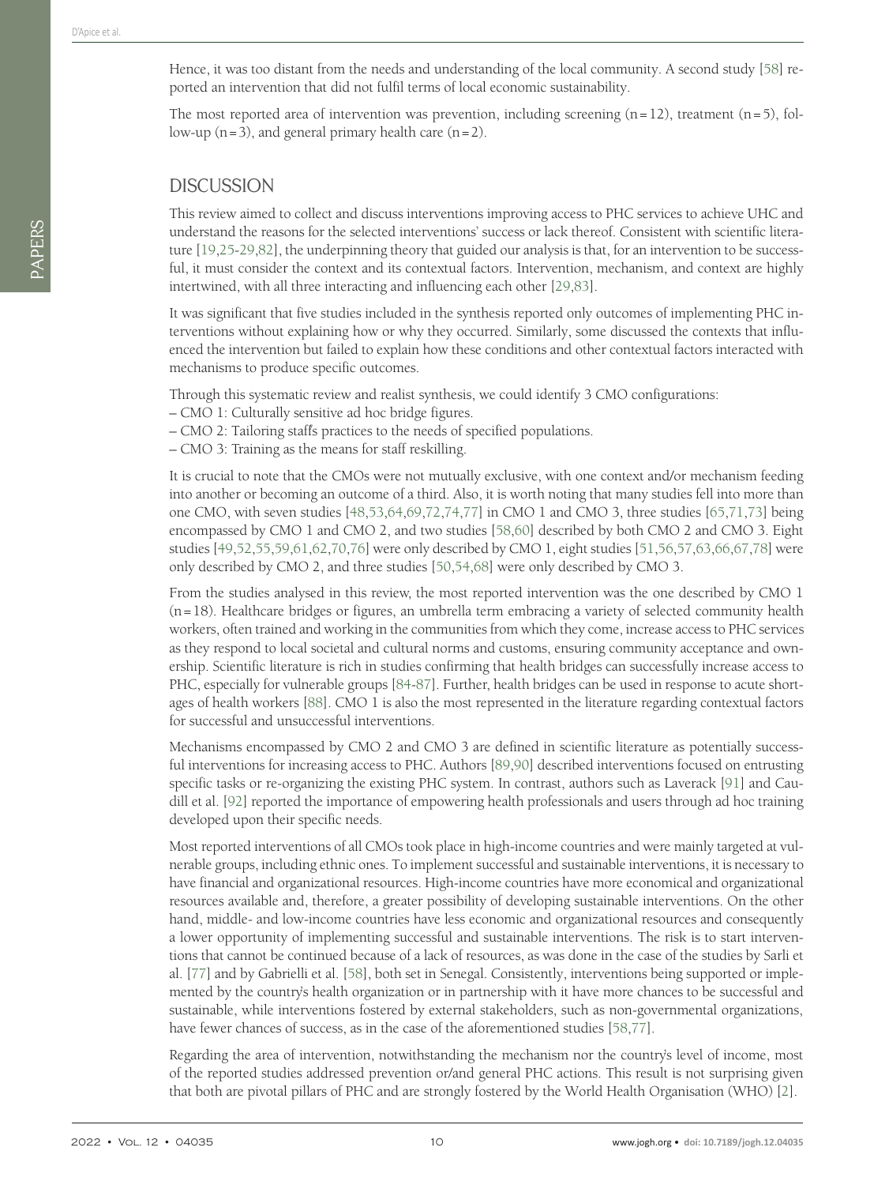Hence, it was too distant from the needs and understanding of the local community. A second study [58] reported an intervention that did not fulfil terms of local economic sustainability.

The most reported area of intervention was prevention, including screening (n = 12), treatment (n = 5), follow-up (n = 3), and general primary health care (n = 2).

## DISCUSSION

This review aimed to collect and discuss interventions improving access to PHC services to achieve UHC and understand the reasons for the selected interventions' success or lack thereof. Consistent with scientific literature [19,25-29,82], the underpinning theory that guided our analysis is that, for an intervention to be successful, it must consider the context and its contextual factors. Intervention, mechanism, and context are highly intertwined, with all three interacting and influencing each other [29,83].

It was significant that five studies included in the synthesis reported only outcomes of implementing PHC interventions without explaining how or why they occurred. Similarly, some discussed the contexts that influenced the intervention but failed to explain how these conditions and other contextual factors interacted with mechanisms to produce specific outcomes.

Through this systematic review and realist synthesis, we could identify 3 CMO configurations:

– CMO 1: Culturally sensitive ad hoc bridge figures.
– CMO 2: Tailoring staffs practices to the needs of specified populations.
– CMO 3: Training as the means for staff reskilling.

It is crucial to note that the CMOs were not mutually exclusive, with one context and/or mechanism feeding into another or becoming an outcome of a third. Also, it is worth noting that many studies fell into more than one CMO, with seven studies [48,53,64,69,72,74,77] in CMO 1 and CMO 3, three studies [65,71,73] being encompassed by CMO 1 and CMO 2, and two studies [58,60] described by both CMO 2 and CMO 3. Eight studies [49,52,55,59,61,62,70,76] were only described by CMO 1, eight studies [51,56,57,63,66,67,78] were only described by CMO 2, and three studies [50,54,68] were only described by CMO 3.

From the studies analysed in this review, the most reported intervention was the one described by CMO 1 (n = 18). Healthcare bridges or figures, an umbrella term embracing a variety of selected community health workers, often trained and working in the communities from which they come, increase access to PHC services as they respond to local societal and cultural norms and customs, ensuring community acceptance and ownership. Scientific literature is rich in studies confirming that health bridges can successfully increase access to PHC, especially for vulnerable groups [84-87]. Further, health bridges can be used in response to acute shortages of health workers [88]. CMO 1 is also the most represented in the literature regarding contextual factors for successful and unsuccessful interventions.

Mechanisms encompassed by CMO 2 and CMO 3 are defined in scientific literature as potentially successful interventions for increasing access to PHC. Authors [89,90] described interventions focused on entrusting specific tasks or re-organizing the existing PHC system. In contrast, authors such as Laverack [91] and Caudill et al. [92] reported the importance of empowering health professionals and users through ad hoc training developed upon their specific needs.

Most reported interventions of all CMOs took place in high-income countries and were mainly targeted at vulnerable groups, including ethnic ones. To implement successful and sustainable interventions, it is necessary to have financial and organizational resources. High-income countries have more economical and organizational resources available and, therefore, a greater possibility of developing sustainable interventions. On the other hand, middle- and low-income countries have less economic and organizational resources and consequently a lower opportunity of implementing successful and sustainable interventions. The risk is to start interventions that cannot be continued because of a lack of resources, as was done in the case of the studies by Sarli et al. [77] and by Gabrielli et al. [58], both set in Senegal. Consistently, interventions being supported or implemented by the country's health organization or in partnership with it have more chances to be successful and sustainable, while interventions fostered by external stakeholders, such as non-governmental organizations, have fewer chances of success, as in the case of the aforementioned studies [58,77].

Regarding the area of intervention, notwithstanding the mechanism nor the country's level of income, most of the reported studies addressed prevention or/and general PHC actions. This result is not surprising given that both are pivotal pillars of PHC and are strongly fostered by the World Health Organisation (WHO) [2].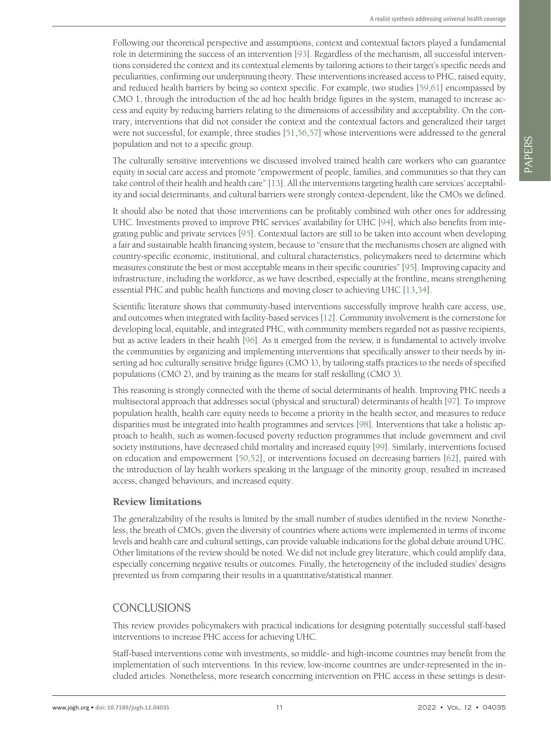Following our theoretical perspective and assumptions, context and contextual factors played a fundamental role in determining the success of an intervention [93]. Regardless of the mechanism, all successful interventions considered the context and its contextual elements by tailoring actions to their target's specific needs and peculiarities, confirming our underpinning theory. These interventions increased access to PHC, raised equity, and reduced health barriers by being so context specific. For example, two studies [59,61] encompassed by CMO 1, through the introduction of the ad hoc health bridge figures in the system, managed to increase access and equity by reducing barriers relating to the dimensions of accessibility and acceptability. On the contrary, interventions that did not consider the context and the contextual factors and generalized their target were not successful, for example, three studies [51,56,57] whose interventions were addressed to the general population and not to a specific group.

The culturally sensitive interventions we discussed involved trained health care workers who can guarantee equity in social care access and promote "empowerment of people, families, and communities so that they can take control of their health and health care" [13]. All the interventions targeting health care services' acceptability and social determinants, and cultural barriers were strongly context-dependent, like the CMOs we defined.

It should also be noted that those interventions can be profitably combined with other ones for addressing UHC. Investments proved to improve PHC services' availability for UHC [94], which also benefits from integrating public and private services [95]. Contextual factors are still to be taken into account when developing a fair and sustainable health financing system, because to "ensure that the mechanisms chosen are aligned with country-specific economic, institutional, and cultural characteristics, policymakers need to determine which measures constitute the best or most acceptable means in their specific countries" [95]. Improving capacity and infrastructure, including the workforce, as we have described, especially at the frontline, means strengthening essential PHC and public health functions and moving closer to achieving UHC [13,34].

Scientific literature shows that community-based interventions successfully improve health care access, use, and outcomes when integrated with facility-based services [12]. Community involvement is the cornerstone for developing local, equitable, and integrated PHC, with community members regarded not as passive recipients, but as active leaders in their health [96]. As it emerged from the review, it is fundamental to actively involve the communities by organizing and implementing interventions that specifically answer to their needs by inserting ad hoc culturally sensitive bridge figures (CMO 1), by tailoring staffs practices to the needs of specified populations (CMO 2), and by training as the means for staff reskilling (CMO 3).

This reasoning is strongly connected with the theme of social determinants of health. Improving PHC needs a multisectoral approach that addresses social (physical and structural) determinants of health [97]. To improve population health, health care equity needs to become a priority in the health sector, and measures to reduce disparities must be integrated into health programmes and services [98]. Interventions that take a holistic approach to health, such as women-focused poverty reduction programmes that include government and civil society institutions, have decreased child mortality and increased equity [99]. Similarly, interventions focused on education and empowerment [50,52], or interventions focused on decreasing barriers [62], paired with the introduction of lay health workers speaking in the language of the minority group, resulted in increased access, changed behaviours, and increased equity.

### Review limitations

The generalizability of the results is limited by the small number of studies identified in the review. Nonetheless, the breath of CMOs, given the diversity of countries where actions were implemented in terms of income levels and health care and cultural settings, can provide valuable indications for the global debate around UHC. Other limitations of the review should be noted. We did not include grey literature, which could amplify data, especially concerning negative results or outcomes. Finally, the heterogeneity of the included studies' designs prevented us from comparing their results in a quantitative/statistical manner.

## CONCLUSIONS

This review provides policymakers with practical indications for designing potentially successful staff-based interventions to increase PHC access for achieving UHC.

Staff-based interventions come with investments, so middle- and high-income countries may benefit from the implementation of such interventions. In this review, low-income countries are under-represented in the included articles. Nonetheless, more research concerning intervention on PHC access in these settings is desir-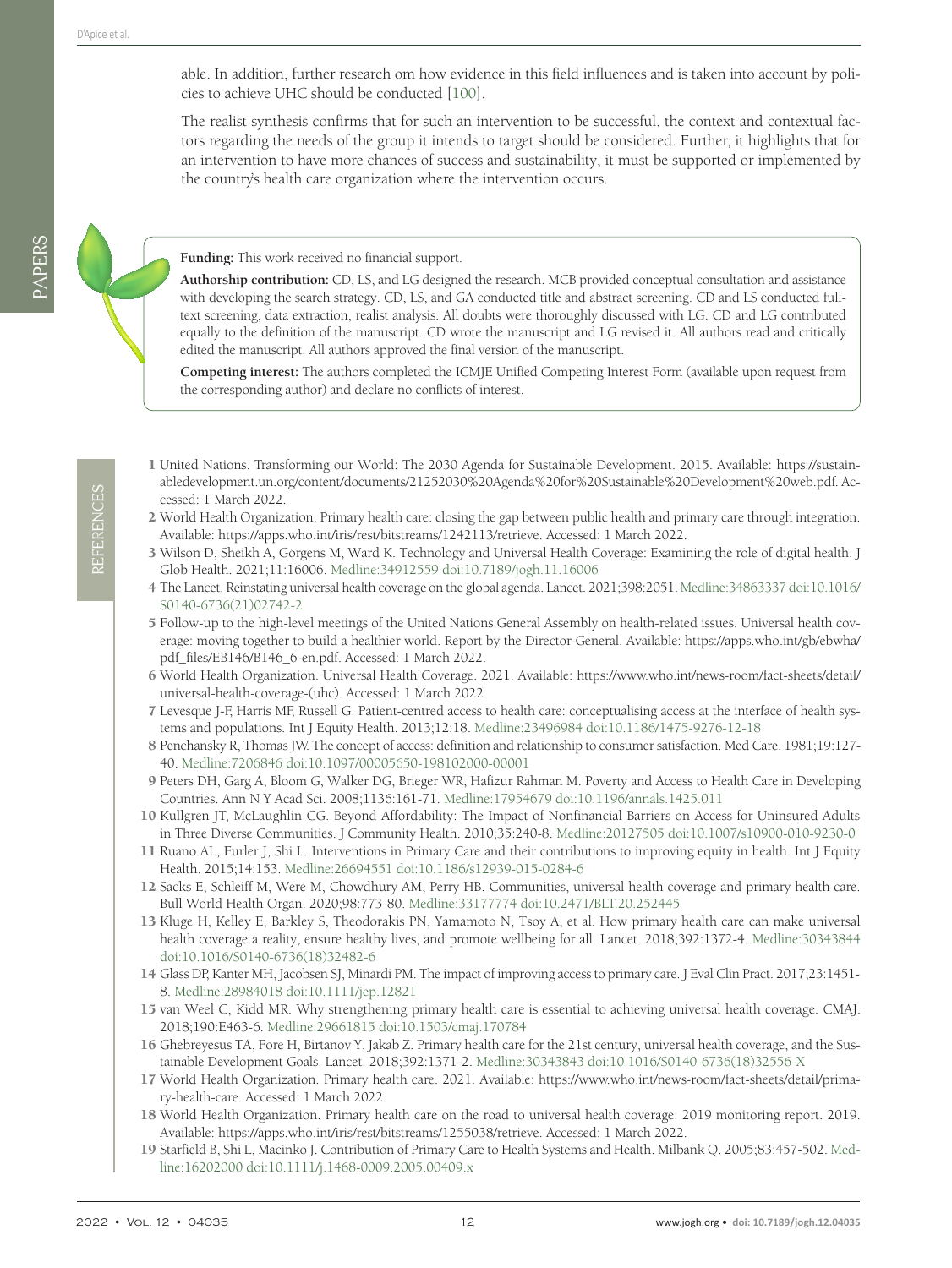able. In addition, further research om how evidence in this field influences and is taken into account by policies to achieve UHC should be conducted [100].

The realist synthesis confirms that for such an intervention to be successful, the context and contextual factors regarding the needs of the group it intends to target should be considered. Further, it highlights that for an intervention to have more chances of success and sustainability, it must be supported or implemented by the country's health care organization where the intervention occurs.

**Funding:** This work received no financial support.

**Authorship contribution:** CD, LS, and LG designed the research. MCB provided conceptual consultation and assistance with developing the search strategy. CD, LS, and GA conducted title and abstract screening. CD and LS conducted full-text screening, data extraction, realist analysis. All doubts were thoroughly discussed with LG. CD and LG contributed equally to the definition of the manuscript. CD wrote the manuscript and LG revised it. All authors read and critically edited the manuscript. All authors approved the final version of the manuscript.

**Competing interest:** The authors completed the ICMJE Unified Competing Interest Form (available upon request from the corresponding author) and declare no conflicts of interest.

## REFERENCES

1. United Nations. Transforming our World: The 2030 Agenda for Sustainable Development. 2015. Available: https://sustainabledevelopment.un.org/content/documents/21252030%20Agenda%20for%20Sustainable%20Development%20web.pdf. Accessed: 1 March 2022.
2. World Health Organization. Primary health care: closing the gap between public health and primary care through integration. Available: https://apps.who.int/iris/rest/bitstreams/1242113/retrieve. Accessed: 1 March 2022.
3. Wilson D, Sheikh A, Görgens M, Ward K. Technology and Universal Health Coverage: Examining the role of digital health. J Glob Health. 2021;11:16006. Medline:34912559 doi:10.7189/jogh.11.16006
4. The Lancet. Reinstating universal health coverage on the global agenda. Lancet. 2021;398:2051. Medline:34863337 doi:10.1016/S0140-6736(21)02742-2
5. Follow-up to the high-level meetings of the United Nations General Assembly on health-related issues. Universal health coverage: moving together to build a healthier world. Report by the Director-General. Available: https://apps.who.int/gb/ebwha/pdf_files/EB146/B146_6-en.pdf. Accessed: 1 March 2022.
6. World Health Organization. Universal Health Coverage. 2021. Available: https://www.who.int/news-room/fact-sheets/detail/universal-health-coverage-(uhc). Accessed: 1 March 2022.
7. Levesque J-F, Harris MF, Russell G. Patient-centred access to health care: conceptualising access at the interface of health systems and populations. Int J Equity Health. 2013;12:18. Medline:23496984 doi:10.1186/1475-9276-12-18
8. Penchansky R, Thomas JW. The concept of access: definition and relationship to consumer satisfaction. Med Care. 1981;19:127-40. Medline:7206846 doi:10.1097/00005650-198102000-00001
9. Peters DH, Garg A, Bloom G, Walker DG, Brieger WR, Hafizur Rahman M. Poverty and Access to Health Care in Developing Countries. Ann N Y Acad Sci. 2008;1136:161-71. Medline:17954679 doi:10.1196/annals.1425.011
10. Kullgren JT, McLaughlin CG. Beyond Affordability: The Impact of Nonfinancial Barriers on Access for Uninsured Adults in Three Diverse Communities. J Community Health. 2010;35:240-8. Medline:20127505 doi:10.1007/s10900-010-9230-0
11. Ruano AL, Furler J, Shi L. Interventions in Primary Care and their contributions to improving equity in health. Int J Equity Health. 2015;14:153. Medline:26694551 doi:10.1186/s12939-015-0284-6
12. Sacks E, Schleiff M, Were M, Chowdhury AM, Perry HB. Communities, universal health coverage and primary health care. Bull World Health Organ. 2020;98:773-80. Medline:33177774 doi:10.2471/BLT.20.252445
13. Kluge H, Kelley E, Barkley S, Theodorakis PN, Yamamoto N, Tsoy A, et al. How primary health care can make universal health coverage a reality, ensure healthy lives, and promote wellbeing for all. Lancet. 2018;392:1372-4. Medline:30343844 doi:10.1016/S0140-6736(18)32482-6
14. Glass DP, Kanter MH, Jacobsen SJ, Minardi PM. The impact of improving access to primary care. J Eval Clin Pract. 2017;23:1451-8. Medline:28984018 doi:10.1111/jep.12821
15. van Weel C, Kidd MR. Why strengthening primary health care is essential to achieving universal health coverage. CMAJ. 2018;190:E463-6. Medline:29661815 doi:10.1503/cmaj.170784
16. Ghebreyesus TA, Fore H, Birtanov Y, Jakab Z. Primary health care for the 21st century, universal health coverage, and the Sustainable Development Goals. Lancet. 2018;392:1371-2. Medline:30343843 doi:10.1016/S0140-6736(18)32556-X
17. World Health Organization. Primary health care. 2021. Available: https://www.who.int/news-room/fact-sheets/detail/primary-health-care. Accessed: 1 March 2022.
18. World Health Organization. Primary health care on the road to universal health coverage: 2019 monitoring report. 2019. Available: https://apps.who.int/iris/rest/bitstreams/1255038/retrieve. Accessed: 1 March 2022.
19. Starfield B, Shi L, Macinko J. Contribution of Primary Care to Health Systems and Health. Milbank Q. 2005;83:457-502. Medline:16202000 doi:10.1111/j.1468-0009.2005.00409.x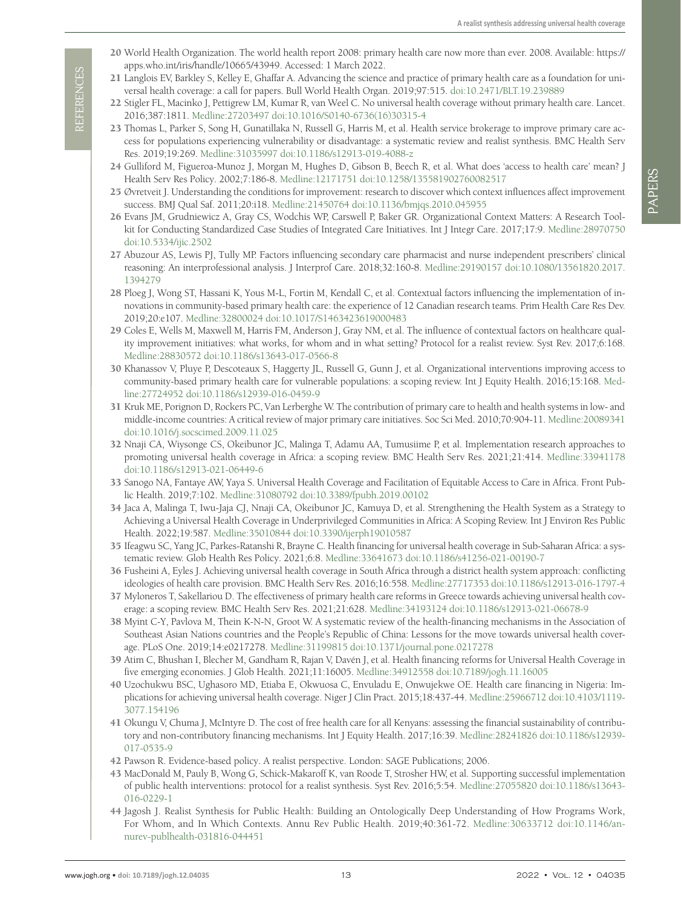20 World Health Organization. The world health report 2008: primary health care now more than ever. 2008. Available: https://apps.who.int/iris/handle/10665/43949. Accessed: 1 March 2022.

21 Langlois EV, Barkley S, Kelley E, Ghaffar A. Advancing the science and practice of primary health care as a foundation for universal health coverage: a call for papers. Bull World Health Organ. 2019;97:515. doi:10.2471/BLT.19.239889

22 Stigler FL, Macinko J, Pettigrew LM, Kumar R, van Weel C. No universal health coverage without primary health care. Lancet. 2016;387:1811. Medline:27203497 doi:10.1016/S0140-6736(16)30315-4

23 Thomas L, Parker S, Song H, Gunatillaka N, Russell G, Harris M, et al. Health service brokerage to improve primary care access for populations experiencing vulnerability or disadvantage: a systematic review and realist synthesis. BMC Health Serv Res. 2019;19:269. Medline:31035997 doi:10.1186/s12913-019-4088-z

24 Gulliford M, Figueroa-Munoz J, Morgan M, Hughes D, Gibson B, Beech R, et al. What does 'access to health care' mean? J Health Serv Res Policy. 2002;7:186-8. Medline:12171751 doi:10.1258/135581902760082517

25 Øvretveit J. Understanding the conditions for improvement: research to discover which context influences affect improvement success. BMJ Qual Saf. 2011;20:i18. Medline:21450764 doi:10.1136/bmjqs.2010.045955

26 Evans JM, Grudniewicz A, Gray CS, Wodchis WP, Carswell P, Baker GR. Organizational Context Matters: A Research Toolkit for Conducting Standardized Case Studies of Integrated Care Initiatives. Int J Integr Care. 2017;17:9. Medline:28970750 doi:10.5334/ijic.2502

27 Abuzour AS, Lewis PJ, Tully MP. Factors influencing secondary care pharmacist and nurse independent prescribers' clinical reasoning: An interprofessional analysis. J Interprof Care. 2018;32:160-8. Medline:29190157 doi:10.1080/13561820.2017.1394279

28 Ploeg J, Wong ST, Hassani K, Yous M-L, Fortin M, Kendall C, et al. Contextual factors influencing the implementation of innovations in community-based primary health care: the experience of 12 Canadian research teams. Prim Health Care Res Dev. 2019;20:e107. Medline:32800024 doi:10.1017/S1463423619000483

29 Coles E, Wells M, Maxwell M, Harris FM, Anderson J, Gray NM, et al. The influence of contextual factors on healthcare quality improvement initiatives: what works, for whom and in what setting? Protocol for a realist review. Syst Rev. 2017;6:168. Medline:28830572 doi:10.1186/s13643-017-0566-8

30 Khanassov V, Pluye P, Descoteaux S, Haggerty JL, Russell G, Gunn J, et al. Organizational interventions improving access to community-based primary health care for vulnerable populations: a scoping review. Int J Equity Health. 2016;15:168. Medline:27724952 doi:10.1186/s12939-016-0459-9

31 Kruk ME, Porignon D, Rockers PC, Van Lerberghe W. The contribution of primary care to health and health systems in low- and middle-income countries: A critical review of major primary care initiatives. Soc Sci Med. 2010;70:904-11. Medline:20089341 doi:10.1016/j.socscimed.2009.11.025

32 Nnaji CA, Wiysonge CS, Okeibunor JC, Malinga T, Adamu AA, Tumusiime P, et al. Implementation research approaches to promoting universal health coverage in Africa: a scoping review. BMC Health Serv Res. 2021;21:414. Medline:33941178 doi:10.1186/s12913-021-06449-6

33 Sanogo NA, Fantaye AW, Yaya S. Universal Health Coverage and Facilitation of Equitable Access to Care in Africa. Front Public Health. 2019;7:102. Medline:31080792 doi:10.3389/fpubh.2019.00102

34 Jaca A, Malinga T, Iwu-Jaja CJ, Nnaji CA, Okeibunor JC, Kamuya D, et al. Strengthening the Health System as a Strategy to Achieving a Universal Health Coverage in Underprivileged Communities in Africa: A Scoping Review. Int J Environ Res Public Health. 2022;19:587. Medline:35010844 doi:10.3390/ijerph19010587

35 Ifeagwu SC, Yang JC, Parkes-Ratanshi R, Brayne C. Health financing for universal health coverage in Sub-Saharan Africa: a systematic review. Glob Health Res Policy. 2021;6:8. Medline:33641673 doi:10.1186/s41256-021-00190-7

36 Fusheini A, Eyles J. Achieving universal health coverage in South Africa through a district health system approach: conflicting ideologies of health care provision. BMC Health Serv Res. 2016;16:558. Medline:27717353 doi:10.1186/s12913-016-1797-4

37 Myloneros T, Sakellariou D. The effectiveness of primary health care reforms in Greece towards achieving universal health coverage: a scoping review. BMC Health Serv Res. 2021;21:628. Medline:34193124 doi:10.1186/s12913-021-06678-9

38 Myint C-Y, Pavlova M, Thein K-N-N, Groot W. A systematic review of the health-financing mechanisms in the Association of Southeast Asian Nations countries and the People's Republic of China: Lessons for the move towards universal health coverage. PLoS One. 2019;14:e0217278. Medline:31199815 doi:10.1371/journal.pone.0217278

39 Atim C, Bhushan I, Blecher M, Gandham R, Rajan V, Davén J, et al. Health financing reforms for Universal Health Coverage in five emerging economies. J Glob Health. 2021;11:16005. Medline:34912558 doi:10.7189/jogh.11.16005

40 Uzochukwu BSC, Ughasoro MD, Etiaba E, Okwuosa C, Envuladu E, Onwujekwe OE. Health care financing in Nigeria: Implications for achieving universal health coverage. Niger J Clin Pract. 2015;18:437-44. Medline:25966712 doi:10.4103/1119-3077.154196

41 Okungu V, Chuma J, McIntyre D. The cost of free health care for all Kenyans: assessing the financial sustainability of contributory and non-contributory financing mechanisms. Int J Equity Health. 2017;16:39. Medline:28241826 doi:10.1186/s12939-017-0535-9

42 Pawson R. Evidence-based policy. A realist perspective. London: SAGE Publications; 2006.

43 MacDonald M, Pauly B, Wong G, Schick-Makaroff K, van Roode T, Strosher HW, et al. Supporting successful implementation of public health interventions: protocol for a realist synthesis. Syst Rev. 2016;5:54. Medline:27055820 doi:10.1186/s13643-016-0229-1

44 Jagosh J. Realist Synthesis for Public Health: Building an Ontologically Deep Understanding of How Programs Work, For Whom, and In Which Contexts. Annu Rev Public Health. 2019;40:361-72. Medline:30633712 doi:10.1146/annurev-publhealth-031816-044451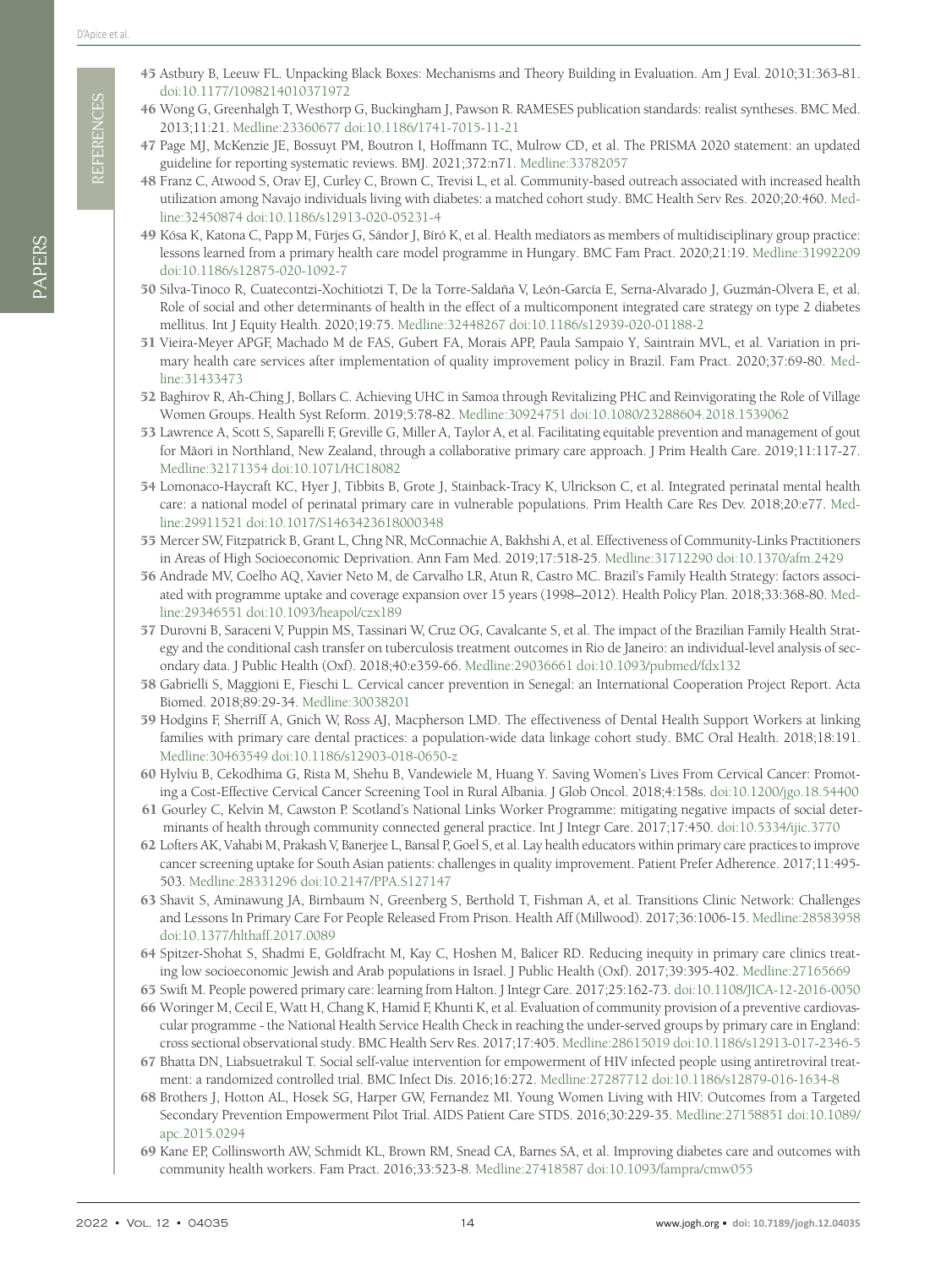45 Astbury B, Leeuw FL. Unpacking Black Boxes: Mechanisms and Theory Building in Evaluation. Am J Eval. 2010;31:363-81. doi:10.1177/1098214010371972

46 Wong G, Greenhalgh T, Westhorp G, Buckingham J, Pawson R. RAMESES publication standards: realist syntheses. BMC Med. 2013;11:21. Medline:23360677 doi:10.1186/1741-7015-11-21

47 Page MJ, McKenzie JE, Bossuyt PM, Boutron I, Hoffmann TC, Mulrow CD, et al. The PRISMA 2020 statement: an updated guideline for reporting systematic reviews. BMJ. 2021;372:n71. Medline:33782057

48 Franz C, Atwood S, Orav EJ, Curley C, Brown C, Trevisi L, et al. Community-based outreach associated with increased health utilization among Navajo individuals living with diabetes: a matched cohort study. BMC Health Serv Res. 2020;20:460. Medline:32450874 doi:10.1186/s12913-020-05231-4

49 Kósa K, Katona C, Papp M, Fürjes G, Sándor J, Bíró K, et al. Health mediators as members of multidisciplinary group practice: lessons learned from a primary health care model programme in Hungary. BMC Fam Pract. 2020;21:19. Medline:31992209 doi:10.1186/s12875-020-1092-7

50 Silva-Tinoco R, Cuatecontzi-Xochitiotzi T, De la Torre-Saldaña V, León-García E, Serna-Alvarado J, Guzmán-Olvera E, et al. Role of social and other determinants of health in the effect of a multicomponent integrated care strategy on type 2 diabetes mellitus. Int J Equity Health. 2020;19:75. Medline:32448267 doi:10.1186/s12939-020-01188-2

51 Vieira-Meyer APGF, Machado M de FAS, Gubert FA, Morais APP, Paula Sampaio Y, Saintrain MVL, et al. Variation in primary health care services after implementation of quality improvement policy in Brazil. Fam Pract. 2020;37:69-80. Medline:31433473

52 Baghirov R, Ah-Ching J, Bollars C. Achieving UHC in Samoa through Revitalizing PHC and Reinvigorating the Role of Village Women Groups. Health Syst Reform. 2019;5:78-82. Medline:30924751 doi:10.1080/23288604.2018.1539062

53 Lawrence A, Scott S, Saparelli F, Greville G, Miller A, Taylor A, et al. Facilitating equitable prevention and management of gout for Māori in Northland, New Zealand, through a collaborative primary care approach. J Prim Health Care. 2019;11:117-27. Medline:32171354 doi:10.1071/HC18082

54 Lomonaco-Haycraft KC, Hyer J, Tibbits B, Grote J, Stainback-Tracy K, Ulrickson C, et al. Integrated perinatal mental health care: a national model of perinatal primary care in vulnerable populations. Prim Health Care Res Dev. 2018;20:e77. Medline:29911521 doi:10.1017/S1463423618000348

55 Mercer SW, Fitzpatrick B, Grant L, Chng NR, McConnachie A, Bakhshi A, et al. Effectiveness of Community-Links Practitioners in Areas of High Socioeconomic Deprivation. Ann Fam Med. 2019;17:518-25. Medline:31712290 doi:10.1370/afm.2429

56 Andrade MV, Coelho AQ, Xavier Neto M, de Carvalho LR, Atun R, Castro MC. Brazil's Family Health Strategy: factors associated with programme uptake and coverage expansion over 15 years (1998–2012). Health Policy Plan. 2018;33:368-80. Medline:29346551 doi:10.1093/heapol/czx189

57 Durovni B, Saraceni V, Puppin MS, Tassinari W, Cruz OG, Cavalcante S, et al. The impact of the Brazilian Family Health Strategy and the conditional cash transfer on tuberculosis treatment outcomes in Rio de Janeiro: an individual-level analysis of secondary data. J Public Health (Oxf). 2018;40:e359-66. Medline:29036661 doi:10.1093/pubmed/fdx132

58 Gabrielli S, Maggioni E, Fieschi L. Cervical cancer prevention in Senegal: an International Cooperation Project Report. Acta Biomed. 2018;89:29-34. Medline:30038201

59 Hodgins F, Sherriff A, Gnich W, Ross AJ, Macpherson LMD. The effectiveness of Dental Health Support Workers at linking families with primary care dental practices: a population-wide data linkage cohort study. BMC Oral Health. 2018;18:191. Medline:30463549 doi:10.1186/s12903-018-0650-z

60 Hylviu B, Cekodhima G, Rista M, Shehu B, Vandewiele M, Huang Y. Saving Women's Lives From Cervical Cancer: Promoting a Cost-Effective Cervical Cancer Screening Tool in Rural Albania. J Glob Oncol. 2018;4:158s. doi:10.1200/jgo.18.54400

61 Gourley C, Kelvin M, Cawston P. Scotland's National Links Worker Programme: mitigating negative impacts of social determinants of health through community connected general practice. Int J Integr Care. 2017;17:450. doi:10.5334/ijic.3770

62 Lofters AK, Vahabi M, Prakash V, Banerjee L, Bansal P, Goel S, et al. Lay health educators within primary care practices to improve cancer screening uptake for South Asian patients: challenges in quality improvement. Patient Prefer Adherence. 2017;11:495-503. Medline:28331296 doi:10.2147/PPA.S127147

63 Shavit S, Aminawung JA, Birnbaum N, Greenberg S, Berthold T, Fishman A, et al. Transitions Clinic Network: Challenges and Lessons In Primary Care For People Released From Prison. Health Aff (Millwood). 2017;36:1006-15. Medline:28583958 doi:10.1377/hlthaff.2017.0089

64 Spitzer-Shohat S, Shadmi E, Goldfracht M, Kay C, Hoshen M, Balicer RD. Reducing inequity in primary care clinics treating low socioeconomic Jewish and Arab populations in Israel. J Public Health (Oxf). 2017;39:395-402. Medline:27165669

65 Swift M. People powered primary care: learning from Halton. J Integr Care. 2017;25:162-73. doi:10.1108/JICA-12-2016-0050

66 Woringer M, Cecil E, Watt H, Chang K, Hamid F, Khunti K, et al. Evaluation of community provision of a preventive cardiovascular programme - the National Health Service Health Check in reaching the under-served groups by primary care in England: cross sectional observational study. BMC Health Serv Res. 2017;17:405. Medline:28615019 doi:10.1186/s12913-017-2346-5

67 Bhatta DN, Liabsuetrakul T. Social self-value intervention for empowerment of HIV infected people using antiretroviral treatment: a randomized controlled trial. BMC Infect Dis. 2016;16:272. Medline:27287712 doi:10.1186/s12879-016-1634-8

68 Brothers J, Hotton AL, Hosek SG, Harper GW, Fernandez MI. Young Women Living with HIV: Outcomes from a Targeted Secondary Prevention Empowerment Pilot Trial. AIDS Patient Care STDS. 2016;30:229-35. Medline:27158851 doi:10.1089/apc.2015.0294

69 Kane EP, Collinsworth AW, Schmidt KL, Brown RM, Snead CA, Barnes SA, et al. Improving diabetes care and outcomes with community health workers. Fam Pract. 2016;33:523-8. Medline:27418587 doi:10.1093/fampra/cmw055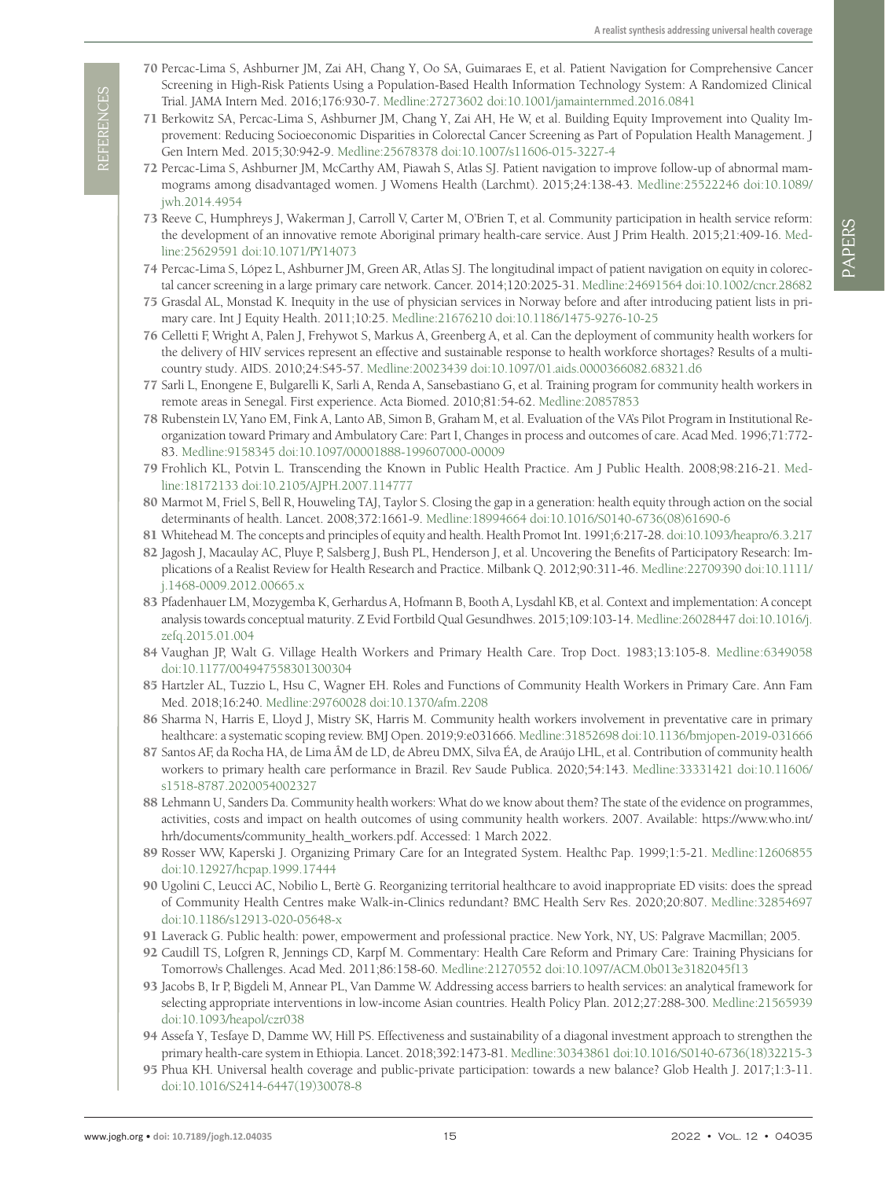70 Percac-Lima S, Ashburner JM, Zai AH, Chang Y, Oo SA, Guimaraes E, et al. Patient Navigation for Comprehensive Cancer Screening in High-Risk Patients Using a Population-Based Health Information Technology System: A Randomized Clinical Trial. JAMA Intern Med. 2016;176:930-7. Medline:27273602 doi:10.1001/jamainternmed.2016.0841

71 Berkowitz SA, Percac-Lima S, Ashburner JM, Chang Y, Zai AH, He W, et al. Building Equity Improvement into Quality Improvement: Reducing Socioeconomic Disparities in Colorectal Cancer Screening as Part of Population Health Management. J Gen Intern Med. 2015;30:942-9. Medline:25678378 doi:10.1007/s11606-015-3227-4

72 Percac-Lima S, Ashburner JM, McCarthy AM, Piawah S, Atlas SJ. Patient navigation to improve follow-up of abnormal mammograms among disadvantaged women. J Womens Health (Larchmt). 2015;24:138-43. Medline:25522246 doi:10.1089/jwh.2014.4954

73 Reeve C, Humphreys J, Wakerman J, Carroll V, Carter M, O'Brien T, et al. Community participation in health service reform: the development of an innovative remote Aboriginal primary health-care service. Aust J Prim Health. 2015;21:409-16. Medline:25629591 doi:10.1071/PY14073

74 Percac-Lima S, López L, Ashburner JM, Green AR, Atlas SJ. The longitudinal impact of patient navigation on equity in colorectal cancer screening in a large primary care network. Cancer. 2014;120:2025-31. Medline:24691564 doi:10.1002/cncr.28682

75 Grasdal AL, Monstad K. Inequity in the use of physician services in Norway before and after introducing patient lists in primary care. Int J Equity Health. 2011;10:25. Medline:21676210 doi:10.1186/1475-9276-10-25

76 Celletti F, Wright A, Palen J, Frehywot S, Markus A, Greenberg A, et al. Can the deployment of community health workers for the delivery of HIV services represent an effective and sustainable response to health workforce shortages? Results of a multicountry study. AIDS. 2010;24:S45-57. Medline:20023439 doi:10.1097/01.aids.0000366082.68321.d6

77 Sarli L, Enongene E, Bulgarelli K, Sarli A, Renda A, Sansebastiano G, et al. Training program for community health workers in remote areas in Senegal. First experience. Acta Biomed. 2010;81:54-62. Medline:20857853

78 Rubenstein LV, Yano EM, Fink A, Lanto AB, Simon B, Graham M, et al. Evaluation of the VA's Pilot Program in Institutional Reorganization toward Primary and Ambulatory Care: Part I, Changes in process and outcomes of care. Acad Med. 1996;71:772-83. Medline:9158345 doi:10.1097/00001888-199607000-00009

79 Frohlich KL, Potvin L. Transcending the Known in Public Health Practice. Am J Public Health. 2008;98:216-21. Medline:18172133 doi:10.2105/AJPH.2007.114777

80 Marmot M, Friel S, Bell R, Houweling TAJ, Taylor S. Closing the gap in a generation: health equity through action on the social determinants of health. Lancet. 2008;372:1661-9. Medline:18994664 doi:10.1016/S0140-6736(08)61690-6

81 Whitehead M. The concepts and principles of equity and health. Health Promot Int. 1991;6:217-28. doi:10.1093/heapro/6.3.217

82 Jagosh J, Macaulay AC, Pluye P, Salsberg J, Bush PL, Henderson J, et al. Uncovering the Benefits of Participatory Research: Implications of a Realist Review for Health Research and Practice. Milbank Q. 2012;90:311-46. Medline:22709390 doi:10.1111/j.1468-0009.2012.00665.x

83 Pfadenhauer LM, Mozygemba K, Gerhardus A, Hofmann B, Booth A, Lysdahl KB, et al. Context and implementation: A concept analysis towards conceptual maturity. Z Evid Fortbild Qual Gesundhwes. 2015;109:103-14. Medline:26028447 doi:10.1016/j.zefq.2015.01.004

84 Vaughan JP, Walt G. Village Health Workers and Primary Health Care. Trop Doct. 1983;13:105-8. Medline:6349058 doi:10.1177/004947558301300304

85 Hartzler AL, Tuzzio L, Hsu C, Wagner EH. Roles and Functions of Community Health Workers in Primary Care. Ann Fam Med. 2018;16:240. Medline:29760028 doi:10.1370/afm.2208

86 Sharma N, Harris E, Lloyd J, Mistry SK, Harris M. Community health workers involvement in preventative care in primary healthcare: a systematic scoping review. BMJ Open. 2019;9:e031666. Medline:31852698 doi:10.1136/bmjopen-2019-031666

87 Santos AF, da Rocha HA, de Lima ÂM de LD, de Abreu DMX, Silva ÉA, de Araújo LHL, et al. Contribution of community health workers to primary health care performance in Brazil. Rev Saude Publica. 2020;54:143. Medline:33331421 doi:10.11606/s1518-8787.2020054002327

88 Lehmann U, Sanders Da. Community health workers: What do we know about them? The state of the evidence on programmes, activities, costs and impact on health outcomes of using community health workers. 2007. Available: https://www.who.int/hrh/documents/community_health_workers.pdf. Accessed: 1 March 2022.

89 Rosser WW, Kaperski J. Organizing Primary Care for an Integrated System. Healthc Pap. 1999;1:5-21. Medline:12606855 doi:10.12927/hcpap.1999.17444

90 Ugolini C, Leucci AC, Nobilio L, Bertè G. Reorganizing territorial healthcare to avoid inappropriate ED visits: does the spread of Community Health Centres make Walk-in-Clinics redundant? BMC Health Serv Res. 2020;20:807. Medline:32854697 doi:10.1186/s12913-020-05648-x

91 Laverack G. Public health: power, empowerment and professional practice. New York, NY, US: Palgrave Macmillan; 2005.

92 Caudill TS, Lofgren R, Jennings CD, Karpf M. Commentary: Health Care Reform and Primary Care: Training Physicians for Tomorrow's Challenges. Acad Med. 2011;86:158-60. Medline:21270552 doi:10.1097/ACM.0b013e3182045f13

93 Jacobs B, Ir P, Bigdeli M, Annear PL, Van Damme W. Addressing access barriers to health services: an analytical framework for selecting appropriate interventions in low-income Asian countries. Health Policy Plan. 2012;27:288-300. Medline:21565939 doi:10.1093/heapol/czr038

94 Assefa Y, Tesfaye D, Damme WV, Hill PS. Effectiveness and sustainability of a diagonal investment approach to strengthen the primary health-care system in Ethiopia. Lancet. 2018;392:1473-81. Medline:30343861 doi:10.1016/S0140-6736(18)32215-3

95 Phua KH. Universal health coverage and public-private participation: towards a new balance? Glob Health J. 2017;1:3-11. doi:10.1016/S2414-6447(19)30078-8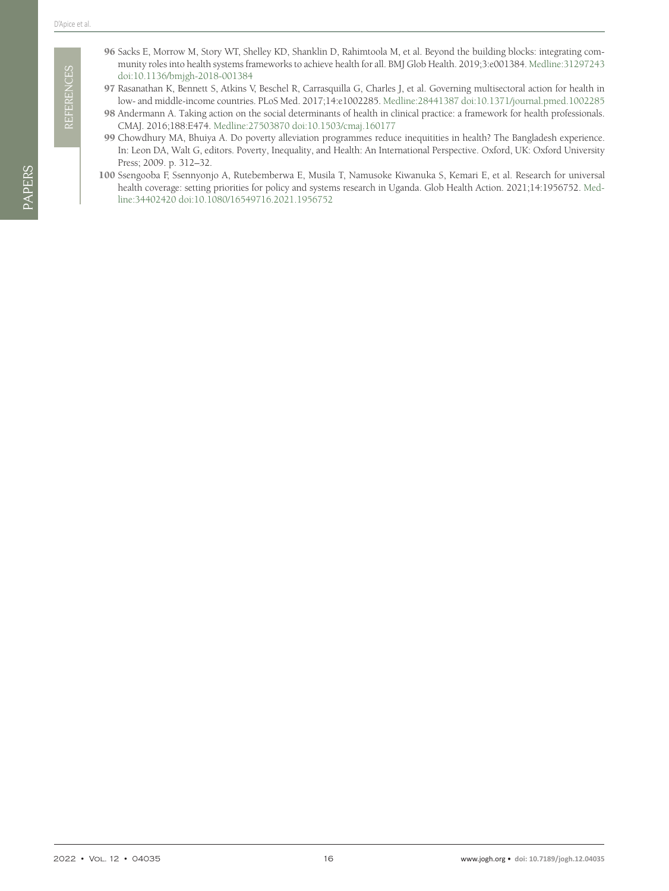96 Sacks E, Morrow M, Story WT, Shelley KD, Shanklin D, Rahimtoola M, et al. Beyond the building blocks: integrating community roles into health systems frameworks to achieve health for all. BMJ Glob Health. 2019;3:e001384. Medline:31297243 doi:10.1136/bmjgh-2018-001384

97 Rasanathan K, Bennett S, Atkins V, Beschel R, Carrasquilla G, Charles J, et al. Governing multisectoral action for health in low- and middle-income countries. PLoS Med. 2017;14:e1002285. Medline:28441387 doi:10.1371/journal.pmed.1002285

98 Andermann A. Taking action on the social determinants of health in clinical practice: a framework for health professionals. CMAJ. 2016;188:E474. Medline:27503870 doi:10.1503/cmaj.160177

99 Chowdhury MA, Bhuiya A. Do poverty alleviation programmes reduce inequitities in health? The Bangladesh experience. In: Leon DA, Walt G, editors. Poverty, Inequality, and Health: An International Perspective. Oxford, UK: Oxford University Press; 2009. p. 312–32.

100 Ssengooba F, Ssennyonjo A, Rutebemberwa E, Musila T, Namusoke Kiwanuka S, Kemari E, et al. Research for universal health coverage: setting priorities for policy and systems research in Uganda. Glob Health Action. 2021;14:1956752. Medline:34402420 doi:10.1080/16549716.2021.1956752